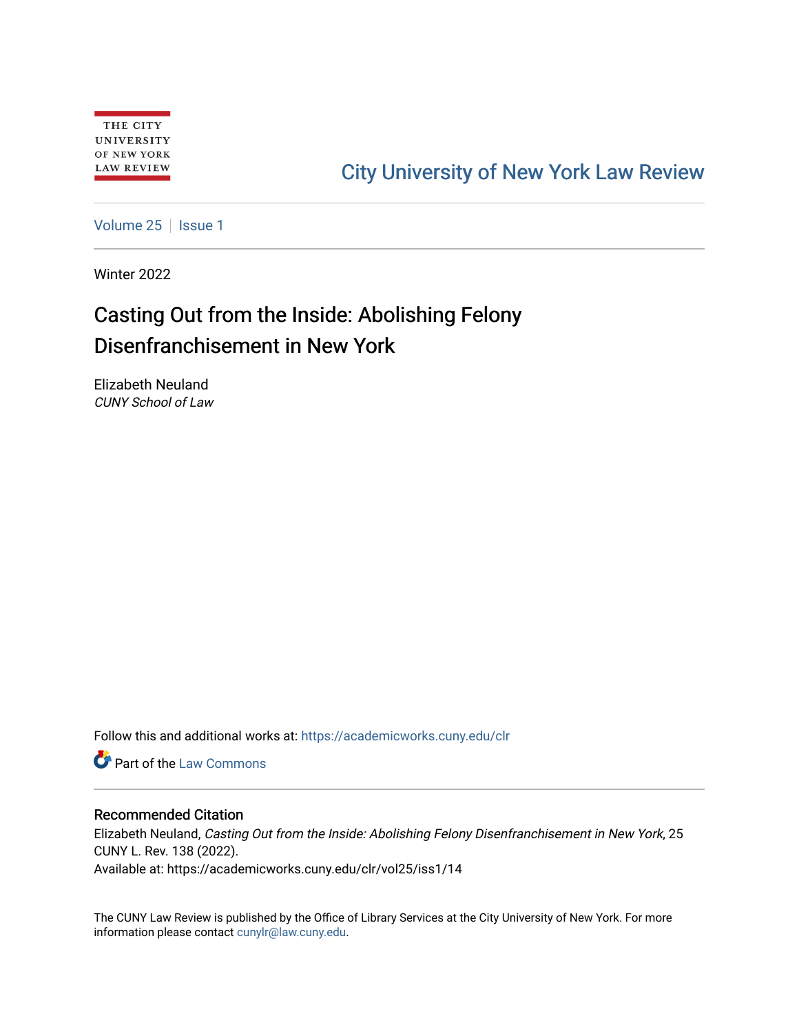THE CITY UNIVERSITY OF NEW YORK LAW REVIEW

City University of New York Law Review

Volume 25 | Issue 1

Winter 2022

# Casting Out from the Inside: Abolishing Felony Disenfranchisement in New York

Elizabeth Neuland
*CUNY School of Law*

Follow this and additional works at: https://academicworks.cuny.edu/clr

Part of the Law Commons

## Recommended Citation

Elizabeth Neuland, *Casting Out from the Inside: Abolishing Felony Disenfranchisement in New York*, 25 CUNY L. Rev. 138 (2022).
Available at: https://academicworks.cuny.edu/clr/vol25/iss1/14

The CUNY Law Review is published by the Office of Library Services at the City University of New York. For more information please contact cunylr@law.cuny.edu.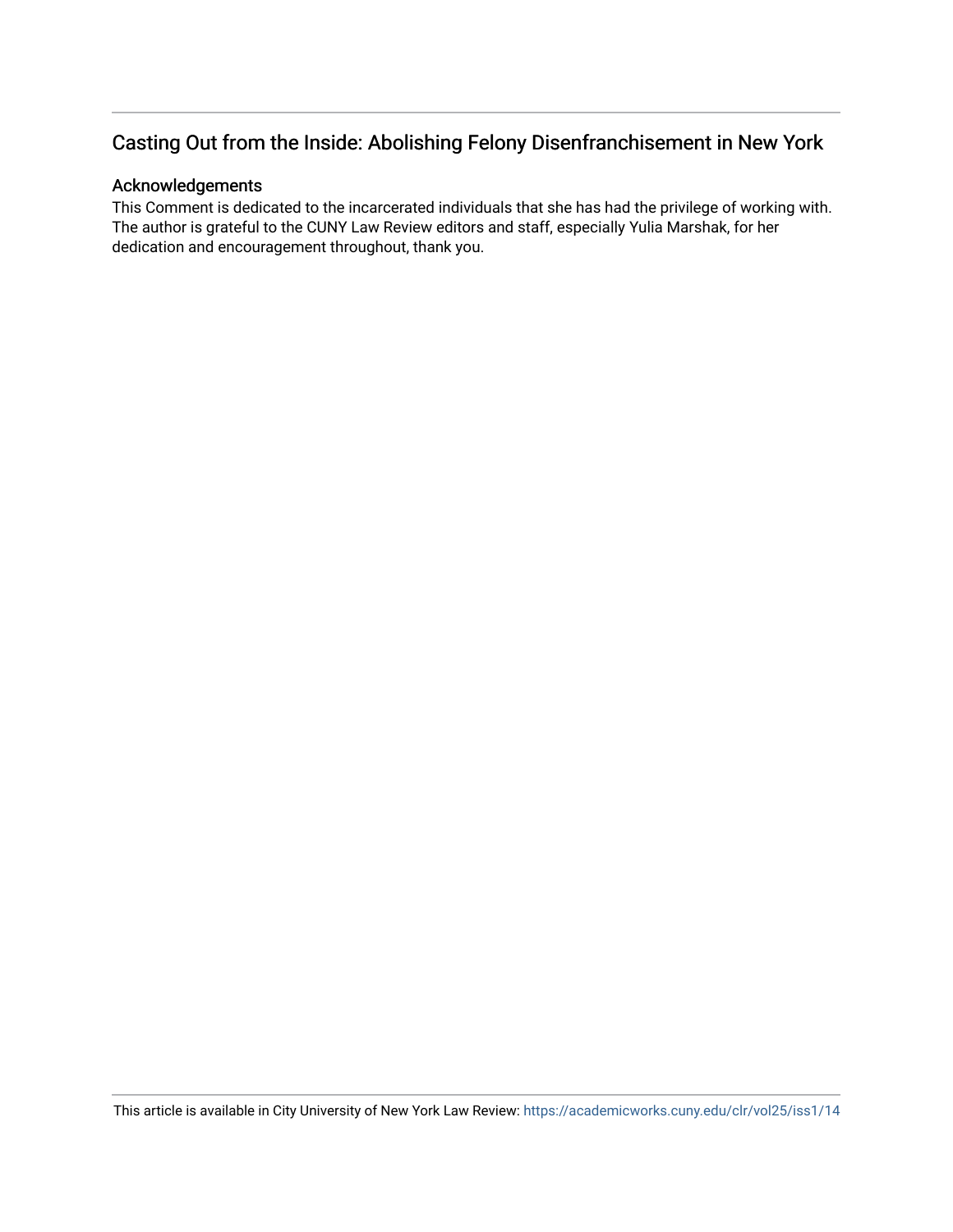## Casting Out from the Inside: Abolishing Felony Disenfranchisement in New York

### Acknowledgements

This Comment is dedicated to the incarcerated individuals that she has had the privilege of working with. The author is grateful to the CUNY Law Review editors and staff, especially Yulia Marshak, for her dedication and encouragement throughout, thank you.

This article is available in City University of New York Law Review: https://academicworks.cuny.edu/clr/vol25/iss1/14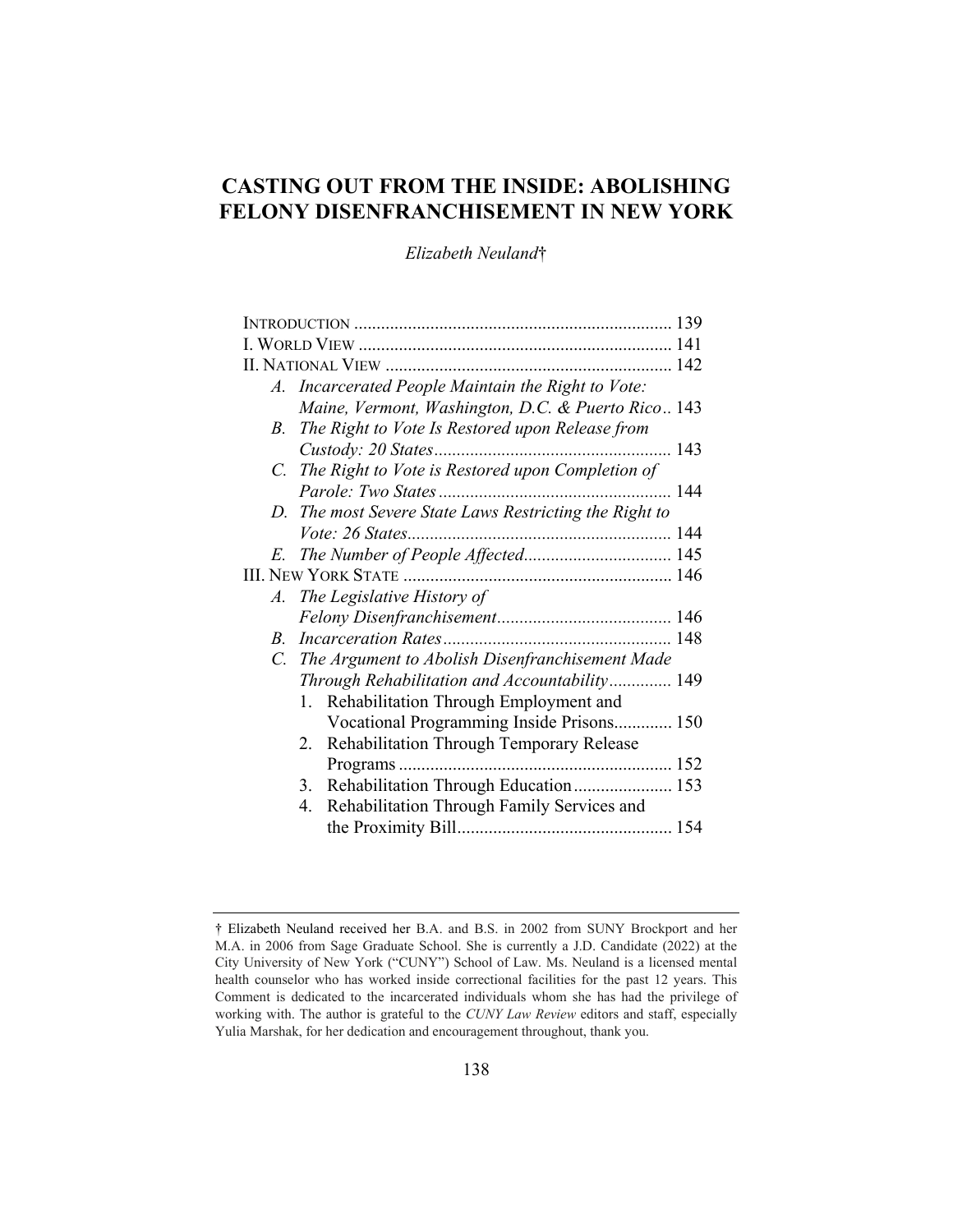# CASTING OUT FROM THE INSIDE: ABOLISHING FELONY DISENFRANCHISEMENT IN NEW YORK

*Elizabeth Neuland*†

INTRODUCTION ........................................................................ 139
I. WORLD VIEW ........................................................................ 141
II. NATIONAL VIEW ................................................................... 142
- *A. Incarcerated People Maintain the Right to Vote: Maine, Vermont, Washington, D.C. & Puerto Rico* .. 143
- *B. The Right to Vote Is Restored upon Release from Custody: 20 States* ....................................................... 143
- *C. The Right to Vote is Restored upon Completion of Parole: Two States* ..................................................... 144
- *D. The most Severe State Laws Restricting the Right to Vote: 26 States* .............................................................. 144
- *E. The Number of People Affected* ................................. 145

III. NEW YORK STATE ............................................................. 146
- *A. The Legislative History of Felony Disenfranchisement* ........................................ 146
- *B. Incarceration Rates* .................................................... 148
- *C. The Argument to Abolish Disenfranchisement Made Through Rehabilitation and Accountability* .............. 149
  1. Rehabilitation Through Employment and Vocational Programming Inside Prisons ............. 150
  2. Rehabilitation Through Temporary Release Programs ............................................................... 152
  3. Rehabilitation Through Education ...................... 153
  4. Rehabilitation Through Family Services and the Proximity Bill ................................................ 154

---

† Elizabeth Neuland received her B.A. and B.S. in 2002 from SUNY Brockport and her M.A. in 2006 from Sage Graduate School. She is currently a J.D. Candidate (2022) at the City University of New York ("CUNY") School of Law. Ms. Neuland is a licensed mental health counselor who has worked inside correctional facilities for the past 12 years. This Comment is dedicated to the incarcerated individuals whom she has had the privilege of working with. The author is grateful to the *CUNY Law Review* editors and staff, especially Yulia Marshak, for her dedication and encouragement throughout, thank you.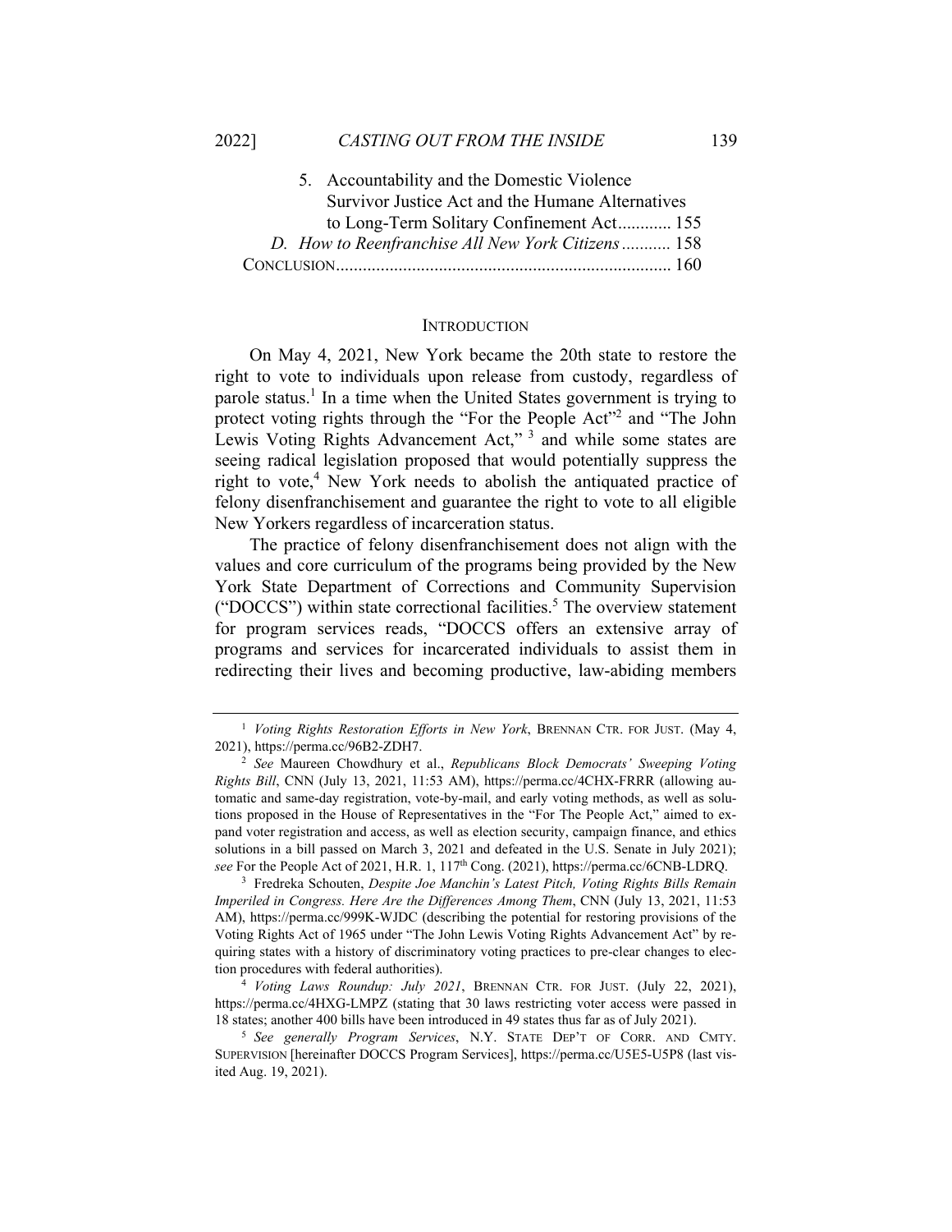5. Accountability and the Domestic Violence Survivor Justice Act and the Humane Alternatives to Long-Term Solitary Confinement Act............ 155

*D. How to Reenfranchise All New York Citizens*........... 158

CONCLUSION.......................................................................... 160

## INTRODUCTION

On May 4, 2021, New York became the 20th state to restore the right to vote to individuals upon release from custody, regardless of parole status.[1] In a time when the United States government is trying to protect voting rights through the "For the People Act"[2] and "The John Lewis Voting Rights Advancement Act," [3] and while some states are seeing radical legislation proposed that would potentially suppress the right to vote,[4] New York needs to abolish the antiquated practice of felony disenfranchisement and guarantee the right to vote to all eligible New Yorkers regardless of incarceration status.

The practice of felony disenfranchisement does not align with the values and core curriculum of the programs being provided by the New York State Department of Corrections and Community Supervision ("DOCCS") within state correctional facilities.[5] The overview statement for program services reads, "DOCCS offers an extensive array of programs and services for incarcerated individuals to assist them in redirecting their lives and becoming productive, law-abiding members

---

[1] *Voting Rights Restoration Efforts in New York*, BRENNAN CTR. FOR JUST. (May 4, 2021), https://perma.cc/96B2-ZDH7.

[2] *See* Maureen Chowdhury et al., *Republicans Block Democrats' Sweeping Voting Rights Bill*, CNN (July 13, 2021, 11:53 AM), https://perma.cc/4CHX-FRRR (allowing automatic and same-day registration, vote-by-mail, and early voting methods, as well as solutions proposed in the House of Representatives in the "For The People Act," aimed to expand voter registration and access, as well as election security, campaign finance, and ethics solutions in a bill passed on March 3, 2021 and defeated in the U.S. Senate in July 2021); *see* For the People Act of 2021, H.R. 1, 117th Cong. (2021), https://perma.cc/6CNB-LDRQ.

[3] Fredreka Schouten, *Despite Joe Manchin's Latest Pitch, Voting Rights Bills Remain Imperiled in Congress. Here Are the Differences Among Them*, CNN (July 13, 2021, 11:53 AM), https://perma.cc/999K-WJDC (describing the potential for restoring provisions of the Voting Rights Act of 1965 under "The John Lewis Voting Rights Advancement Act" by requiring states with a history of discriminatory voting practices to pre-clear changes to election procedures with federal authorities).

[4] *Voting Laws Roundup: July 2021*, BRENNAN CTR. FOR JUST. (July 22, 2021), https://perma.cc/4HXG-LMPZ (stating that 30 laws restricting voter access were passed in 18 states; another 400 bills have been introduced in 49 states thus far as of July 2021).

[5] *See generally Program Services*, N.Y. STATE DEP'T OF CORR. AND CMTY. SUPERVISION [hereinafter DOCCS Program Services], https://perma.cc/U5E5-U5P8 (last visited Aug. 19, 2021).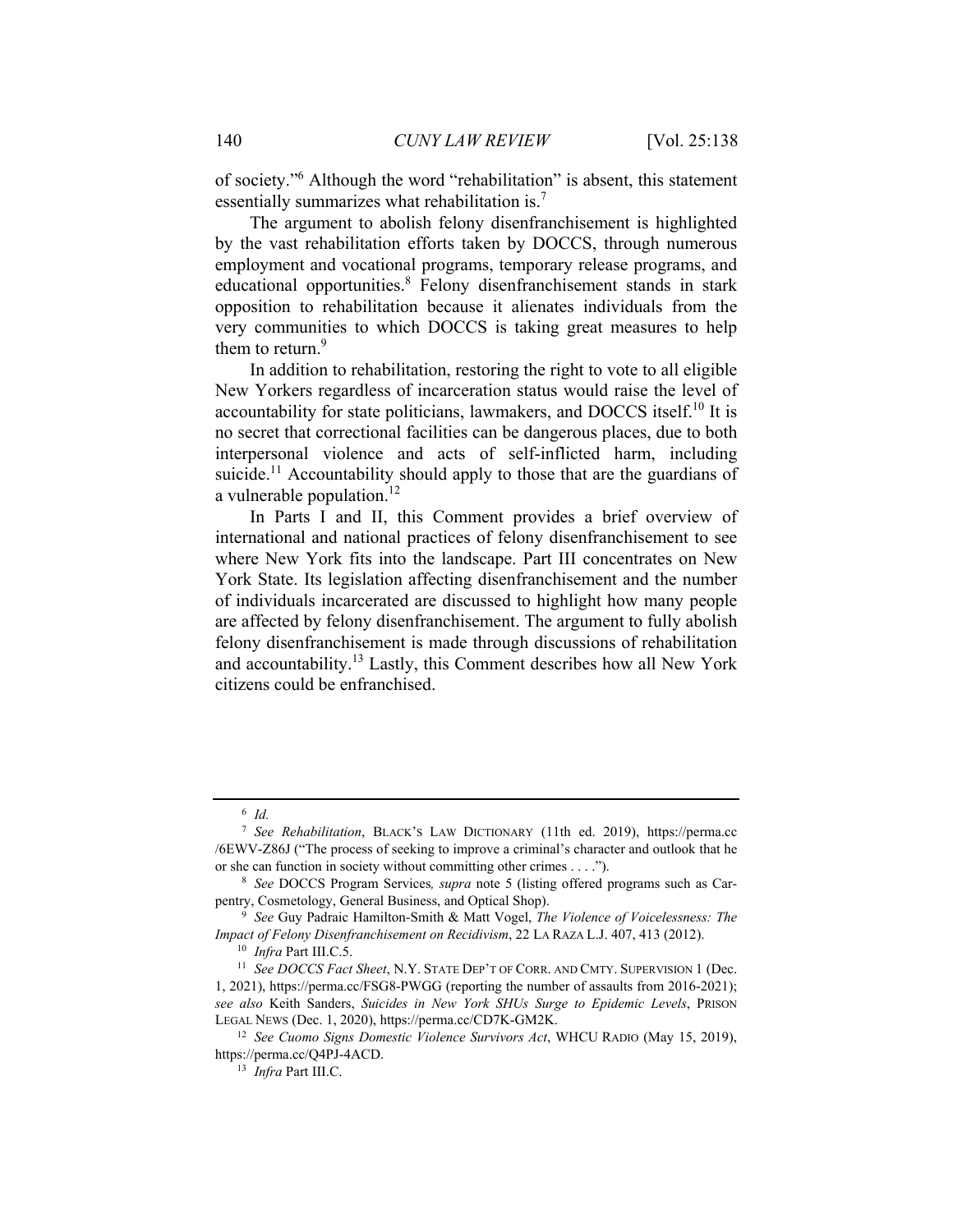of society."[6] Although the word "rehabilitation" is absent, this statement essentially summarizes what rehabilitation is.[7]

The argument to abolish felony disenfranchisement is highlighted by the vast rehabilitation efforts taken by DOCCS, through numerous employment and vocational programs, temporary release programs, and educational opportunities.[8] Felony disenfranchisement stands in stark opposition to rehabilitation because it alienates individuals from the very communities to which DOCCS is taking great measures to help them to return.[9]

In addition to rehabilitation, restoring the right to vote to all eligible New Yorkers regardless of incarceration status would raise the level of accountability for state politicians, lawmakers, and DOCCS itself.[10] It is no secret that correctional facilities can be dangerous places, due to both interpersonal violence and acts of self-inflicted harm, including suicide.[11] Accountability should apply to those that are the guardians of a vulnerable population.[12]

In Parts I and II, this Comment provides a brief overview of international and national practices of felony disenfranchisement to see where New York fits into the landscape. Part III concentrates on New York State. Its legislation affecting disenfranchisement and the number of individuals incarcerated are discussed to highlight how many people are affected by felony disenfranchisement. The argument to fully abolish felony disenfranchisement is made through discussions of rehabilitation and accountability.[13] Lastly, this Comment describes how all New York citizens could be enfranchised.

---

[6] *Id.*

[7] *See Rehabilitation*, BLACK'S LAW DICTIONARY (11th ed. 2019), https://perma.cc/6EWV-Z86J ("The process of seeking to improve a criminal's character and outlook that he or she can function in society without committing other crimes . . . .").

[8] *See* DOCCS Program Services*, supra* note 5 (listing offered programs such as Carpentry, Cosmetology, General Business, and Optical Shop).

[9] *See* Guy Padraic Hamilton-Smith & Matt Vogel, *The Violence of Voicelessness: The Impact of Felony Disenfranchisement on Recidivism*, 22 LA RAZA L.J. 407, 413 (2012).

[10] *Infra* Part III.C.5.

[11] *See DOCCS Fact Sheet*, N.Y. STATE DEP'T OF CORR. AND CMTY. SUPERVISION 1 (Dec. 1, 2021), https://perma.cc/FSG8-PWGG (reporting the number of assaults from 2016-2021); *see also* Keith Sanders, *Suicides in New York SHUs Surge to Epidemic Levels*, PRISON LEGAL NEWS (Dec. 1, 2020), https://perma.cc/CD7K-GM2K.

[12] *See Cuomo Signs Domestic Violence Survivors Act*, WHCU RADIO (May 15, 2019), https://perma.cc/Q4PJ-4ACD.

[13] *Infra* Part III.C.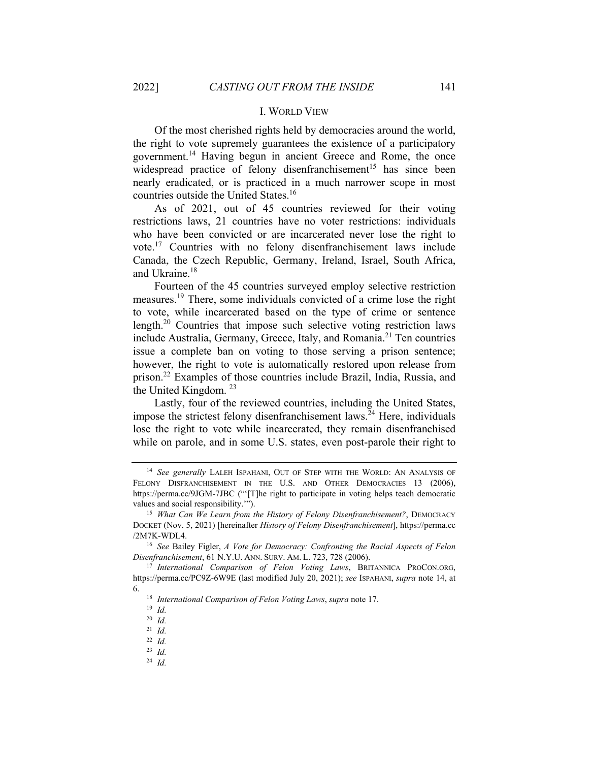## I. WORLD VIEW

Of the most cherished rights held by democracies around the world, the right to vote supremely guarantees the existence of a participatory government.[14] Having begun in ancient Greece and Rome, the once widespread practice of felony disenfranchisement[15] has since been nearly eradicated, or is practiced in a much narrower scope in most countries outside the United States.[16]

As of 2021, out of 45 countries reviewed for their voting restrictions laws, 21 countries have no voter restrictions: individuals who have been convicted or are incarcerated never lose the right to vote.[17] Countries with no felony disenfranchisement laws include Canada, the Czech Republic, Germany, Ireland, Israel, South Africa, and Ukraine.[18]

Fourteen of the 45 countries surveyed employ selective restriction measures.[19] There, some individuals convicted of a crime lose the right to vote, while incarcerated based on the type of crime or sentence length.[20] Countries that impose such selective voting restriction laws include Australia, Germany, Greece, Italy, and Romania.[21] Ten countries issue a complete ban on voting to those serving a prison sentence; however, the right to vote is automatically restored upon release from prison.[22] Examples of those countries include Brazil, India, Russia, and the United Kingdom.[23]

Lastly, four of the reviewed countries, including the United States, impose the strictest felony disenfranchisement laws.[24] Here, individuals lose the right to vote while incarcerated, they remain disenfranchised while on parole, and in some U.S. states, even post-parole their right to

---

[14] *See generally* LALEH ISPAHANI, OUT OF STEP WITH THE WORLD: AN ANALYSIS OF FELONY DISFRANCHISEMENT IN THE U.S. AND OTHER DEMOCRACIES 13 (2006), https://perma.cc/9JGM-7JBC ("'[T]he right to participate in voting helps teach democratic values and social responsibility.'").

[15] *What Can We Learn from the History of Felony Disenfranchisement?*, DEMOCRACY DOCKET (Nov. 5, 2021) [hereinafter *History of Felony Disenfranchisement*], https://perma.cc/2M7K-WDL4.

[16] *See* Bailey Figler, *A Vote for Democracy: Confronting the Racial Aspects of Felon Disenfranchisement*, 61 N.Y.U. ANN. SURV. AM. L. 723, 728 (2006).

[17] *International Comparison of Felon Voting Laws*, BRITANNICA PROCON.ORG, https://perma.cc/PC9Z-6W9E (last modified July 20, 2021); *see* ISPAHANI, *supra* note 14, at 6.

[18] *International Comparison of Felon Voting Laws*, *supra* note 17.

[19] *Id.*

[20] *Id.*

[21] *Id.*

[22] *Id.*

[23] *Id.*

[24] *Id.*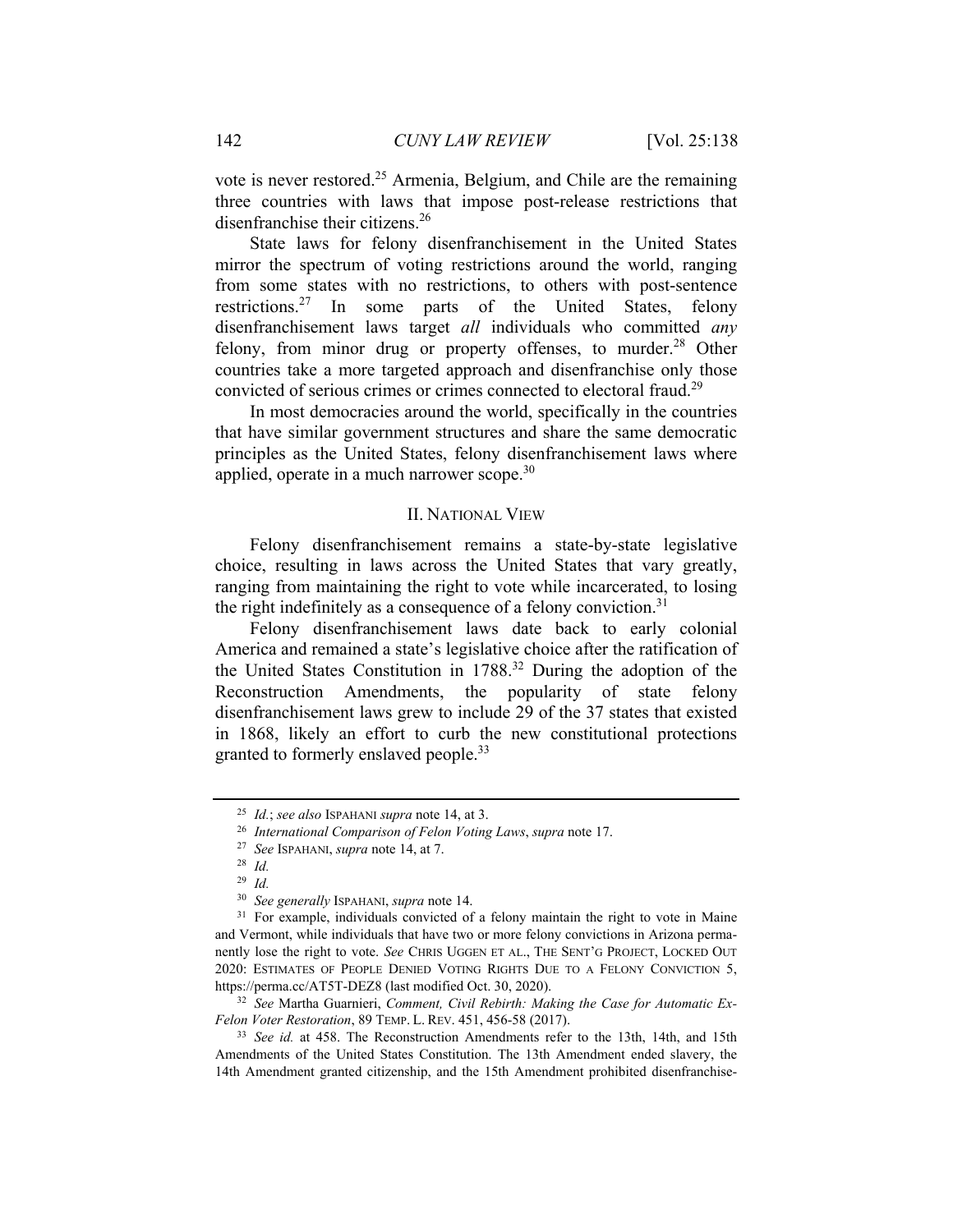vote is never restored.[25] Armenia, Belgium, and Chile are the remaining three countries with laws that impose post-release restrictions that disenfranchise their citizens.[26]

State laws for felony disenfranchisement in the United States mirror the spectrum of voting restrictions around the world, ranging from some states with no restrictions, to others with post-sentence restrictions.[27] In some parts of the United States, felony disenfranchisement laws target *all* individuals who committed *any* felony, from minor drug or property offenses, to murder.[28] Other countries take a more targeted approach and disenfranchise only those convicted of serious crimes or crimes connected to electoral fraud.[29]

In most democracies around the world, specifically in the countries that have similar government structures and share the same democratic principles as the United States, felony disenfranchisement laws where applied, operate in a much narrower scope.[30]

## II. National View

Felony disenfranchisement remains a state-by-state legislative choice, resulting in laws across the United States that vary greatly, ranging from maintaining the right to vote while incarcerated, to losing the right indefinitely as a consequence of a felony conviction.[31]

Felony disenfranchisement laws date back to early colonial America and remained a state's legislative choice after the ratification of the United States Constitution in 1788.[32] During the adoption of the Reconstruction Amendments, the popularity of state felony disenfranchisement laws grew to include 29 of the 37 states that existed in 1868, likely an effort to curb the new constitutional protections granted to formerly enslaved people.[33]

---

[25] *Id.*; *see also* Ispahani *supra* note 14, at 3.

[26] *International Comparison of Felon Voting Laws*, *supra* note 17.

[27] *See* Ispahani, *supra* note 14, at 7.

[28] *Id.*

[29] *Id.*

[30] *See generally* Ispahani, *supra* note 14.

[31] For example, individuals convicted of a felony maintain the right to vote in Maine and Vermont, while individuals that have two or more felony convictions in Arizona permanently lose the right to vote. *See* Chris Uggen et al., The Sent'g Project, Locked Out 2020: Estimates of People Denied Voting Rights Due to a Felony Conviction 5, https://perma.cc/AT5T-DEZ8 (last modified Oct. 30, 2020).

[32] *See* Martha Guarnieri, *Comment, Civil Rebirth: Making the Case for Automatic Ex-Felon Voter Restoration*, 89 Temp. L. Rev. 451, 456-58 (2017).

[33] *See id.* at 458. The Reconstruction Amendments refer to the 13th, 14th, and 15th Amendments of the United States Constitution. The 13th Amendment ended slavery, the 14th Amendment granted citizenship, and the 15th Amendment prohibited disenfranchise-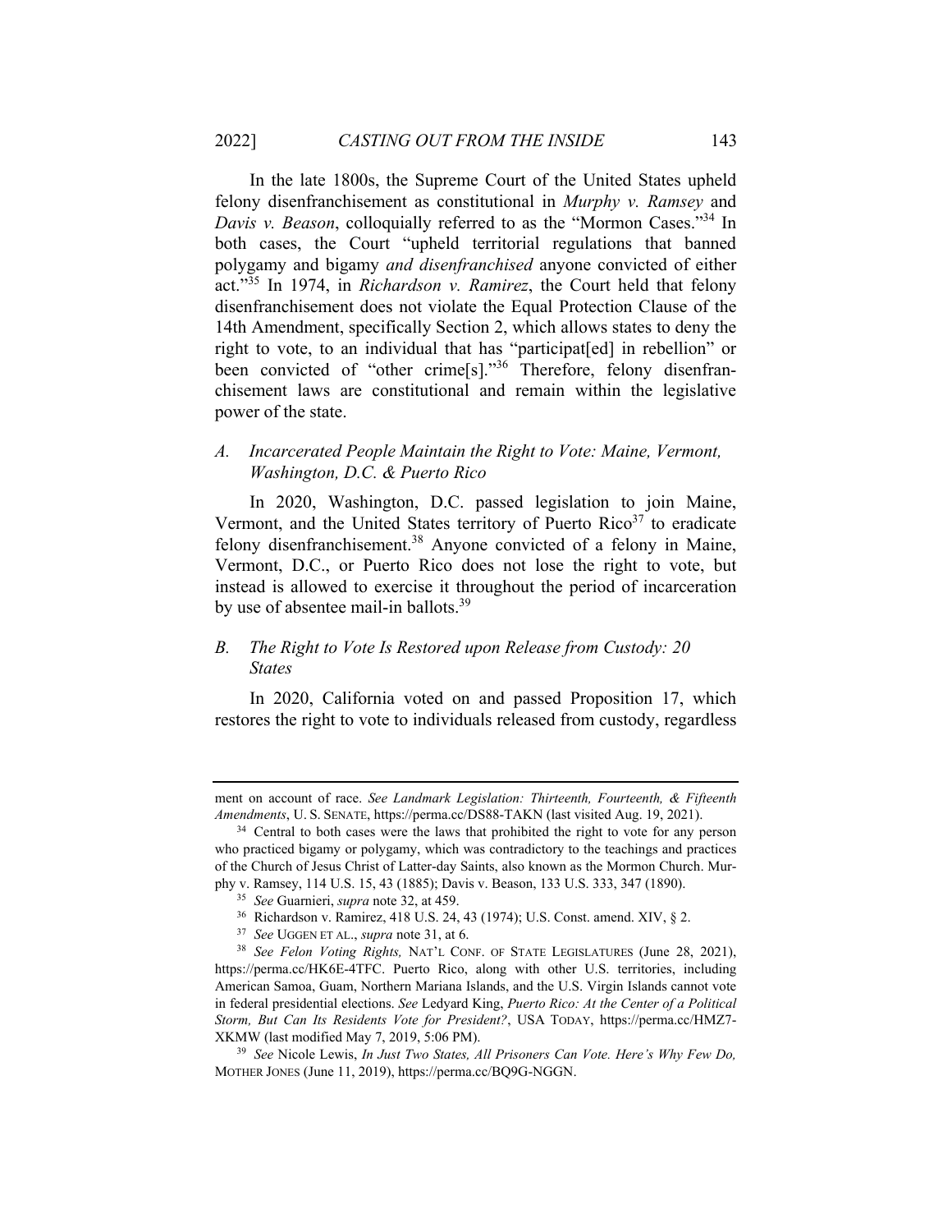In the late 1800s, the Supreme Court of the United States upheld felony disenfranchisement as constitutional in *Murphy v. Ramsey* and *Davis v. Beason*, colloquially referred to as the "Mormon Cases."[34] In both cases, the Court "upheld territorial regulations that banned polygamy and bigamy *and disenfranchised* anyone convicted of either act."[35] In 1974, in *Richardson v. Ramirez*, the Court held that felony disenfranchisement does not violate the Equal Protection Clause of the 14th Amendment, specifically Section 2, which allows states to deny the right to vote, to an individual that has "participat[ed] in rebellion" or been convicted of "other crime[s]."[36] Therefore, felony disenfranchisement laws are constitutional and remain within the legislative power of the state.

### *A. Incarcerated People Maintain the Right to Vote: Maine, Vermont, Washington, D.C. & Puerto Rico*

In 2020, Washington, D.C. passed legislation to join Maine, Vermont, and the United States territory of Puerto Rico[37] to eradicate felony disenfranchisement.[38] Anyone convicted of a felony in Maine, Vermont, D.C., or Puerto Rico does not lose the right to vote, but instead is allowed to exercise it throughout the period of incarceration by use of absentee mail-in ballots.[39]

### *B. The Right to Vote Is Restored upon Release from Custody: 20 States*

In 2020, California voted on and passed Proposition 17, which restores the right to vote to individuals released from custody, regardless

---

ment on account of race. *See Landmark Legislation: Thirteenth, Fourteenth, & Fifteenth Amendments*, U. S. SENATE, https://perma.cc/DS88-TAKN (last visited Aug. 19, 2021).

[34] Central to both cases were the laws that prohibited the right to vote for any person who practiced bigamy or polygamy, which was contradictory to the teachings and practices of the Church of Jesus Christ of Latter-day Saints, also known as the Mormon Church. Murphy v. Ramsey, 114 U.S. 15, 43 (1885); Davis v. Beason, 133 U.S. 333, 347 (1890).

[35] *See* Guarnieri, *supra* note 32, at 459.

[36] Richardson v. Ramirez, 418 U.S. 24, 43 (1974); U.S. Const. amend. XIV, § 2.

[37] *See* UGGEN ET AL., *supra* note 31, at 6.

[38] *See Felon Voting Rights,* NAT'L CONF. OF STATE LEGISLATURES (June 28, 2021), https://perma.cc/HK6E-4TFC. Puerto Rico, along with other U.S. territories, including American Samoa, Guam, Northern Mariana Islands, and the U.S. Virgin Islands cannot vote in federal presidential elections. *See* Ledyard King, *Puerto Rico: At the Center of a Political Storm, But Can Its Residents Vote for President?*, USA TODAY, https://perma.cc/HMZ7-XKMW (last modified May 7, 2019, 5:06 PM).

[39] *See* Nicole Lewis, *In Just Two States, All Prisoners Can Vote. Here's Why Few Do,* MOTHER JONES (June 11, 2019), https://perma.cc/BQ9G-NGGN.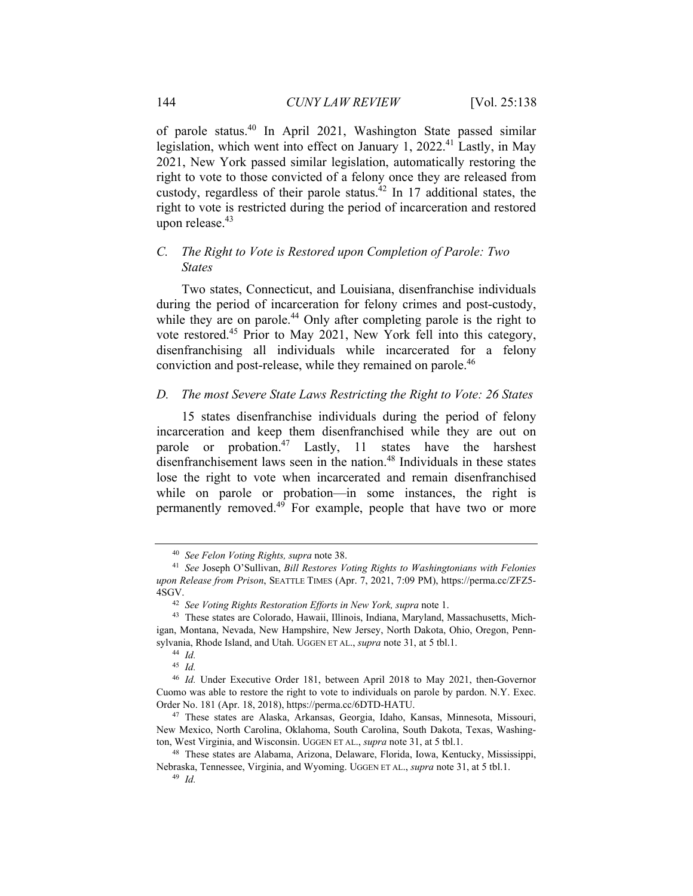of parole status.[40] In April 2021, Washington State passed similar legislation, which went into effect on January 1, 2022.[41] Lastly, in May 2021, New York passed similar legislation, automatically restoring the right to vote to those convicted of a felony once they are released from custody, regardless of their parole status.[42] In 17 additional states, the right to vote is restricted during the period of incarceration and restored upon release.[43]

### *C. The Right to Vote is Restored upon Completion of Parole: Two States*

Two states, Connecticut, and Louisiana, disenfranchise individuals during the period of incarceration for felony crimes and post-custody, while they are on parole.[44] Only after completing parole is the right to vote restored.[45] Prior to May 2021, New York fell into this category, disenfranchising all individuals while incarcerated for a felony conviction and post-release, while they remained on parole.[46]

### *D. The most Severe State Laws Restricting the Right to Vote: 26 States*

15 states disenfranchise individuals during the period of felony incarceration and keep them disenfranchised while they are out on parole or probation.[47] Lastly, 11 states have the harshest disenfranchisement laws seen in the nation.[48] Individuals in these states lose the right to vote when incarcerated and remain disenfranchised while on parole or probation—in some instances, the right is permanently removed.[49] For example, people that have two or more

---

[40] *See Felon Voting Rights, supra* note 38.

[41] *See* Joseph O'Sullivan, *Bill Restores Voting Rights to Washingtonians with Felonies upon Release from Prison*, SEATTLE TIMES (Apr. 7, 2021, 7:09 PM), https://perma.cc/ZFZ5-4SGV.

[42] *See Voting Rights Restoration Efforts in New York, supra* note 1.

[43] These states are Colorado, Hawaii, Illinois, Indiana, Maryland, Massachusetts, Michigan, Montana, Nevada, New Hampshire, New Jersey, North Dakota, Ohio, Oregon, Pennsylvania, Rhode Island, and Utah. UGGEN ET AL., *supra* note 31, at 5 tbl.1.

[44] *Id.*

[45] *Id.*

[46] *Id.* Under Executive Order 181, between April 2018 to May 2021, then-Governor Cuomo was able to restore the right to vote to individuals on parole by pardon. N.Y. Exec. Order No. 181 (Apr. 18, 2018), https://perma.cc/6DTD-HATU.

[47] These states are Alaska, Arkansas, Georgia, Idaho, Kansas, Minnesota, Missouri, New Mexico, North Carolina, Oklahoma, South Carolina, South Dakota, Texas, Washington, West Virginia, and Wisconsin. UGGEN ET AL., *supra* note 31, at 5 tbl.1.

[48] These states are Alabama, Arizona, Delaware, Florida, Iowa, Kentucky, Mississippi, Nebraska, Tennessee, Virginia, and Wyoming. UGGEN ET AL., *supra* note 31, at 5 tbl.1.

[49] *Id.*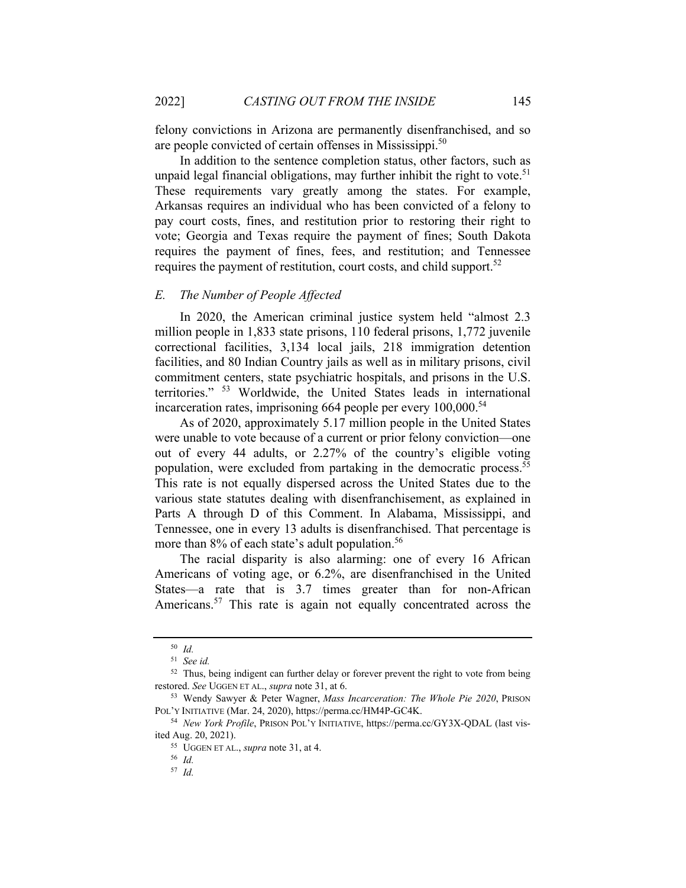felony convictions in Arizona are permanently disenfranchised, and so are people convicted of certain offenses in Mississippi.[50]

In addition to the sentence completion status, other factors, such as unpaid legal financial obligations, may further inhibit the right to vote.[51] These requirements vary greatly among the states. For example, Arkansas requires an individual who has been convicted of a felony to pay court costs, fines, and restitution prior to restoring their right to vote; Georgia and Texas require the payment of fines; South Dakota requires the payment of fines, fees, and restitution; and Tennessee requires the payment of restitution, court costs, and child support.[52]

### *E. The Number of People Affected*

In 2020, the American criminal justice system held "almost 2.3 million people in 1,833 state prisons, 110 federal prisons, 1,772 juvenile correctional facilities, 3,134 local jails, 218 immigration detention facilities, and 80 Indian Country jails as well as in military prisons, civil commitment centers, state psychiatric hospitals, and prisons in the U.S. territories." [53] Worldwide, the United States leads in international incarceration rates, imprisoning 664 people per every 100,000.[54]

As of 2020, approximately 5.17 million people in the United States were unable to vote because of a current or prior felony conviction—one out of every 44 adults, or 2.27% of the country's eligible voting population, were excluded from partaking in the democratic process.[55] This rate is not equally dispersed across the United States due to the various state statutes dealing with disenfranchisement, as explained in Parts A through D of this Comment. In Alabama, Mississippi, and Tennessee, one in every 13 adults is disenfranchised. That percentage is more than 8% of each state's adult population.[56]

The racial disparity is also alarming: one of every 16 African Americans of voting age, or 6.2%, are disenfranchised in the United States—a rate that is 3.7 times greater than for non-African Americans.[57] This rate is again not equally concentrated across the

---

[50] *Id.*

[51] *See id.*

[52] Thus, being indigent can further delay or forever prevent the right to vote from being restored. *See* UGGEN ET AL., *supra* note 31, at 6.

[53] Wendy Sawyer & Peter Wagner, *Mass Incarceration: The Whole Pie 2020*, PRISON POL'Y INITIATIVE (Mar. 24, 2020), https://perma.cc/HM4P-GC4K.

[54] *New York Profile*, PRISON POL'Y INITIATIVE, https://perma.cc/GY3X-QDAL (last visited Aug. 20, 2021).

[55] UGGEN ET AL., *supra* note 31, at 4.

[56] *Id.*

[57] *Id.*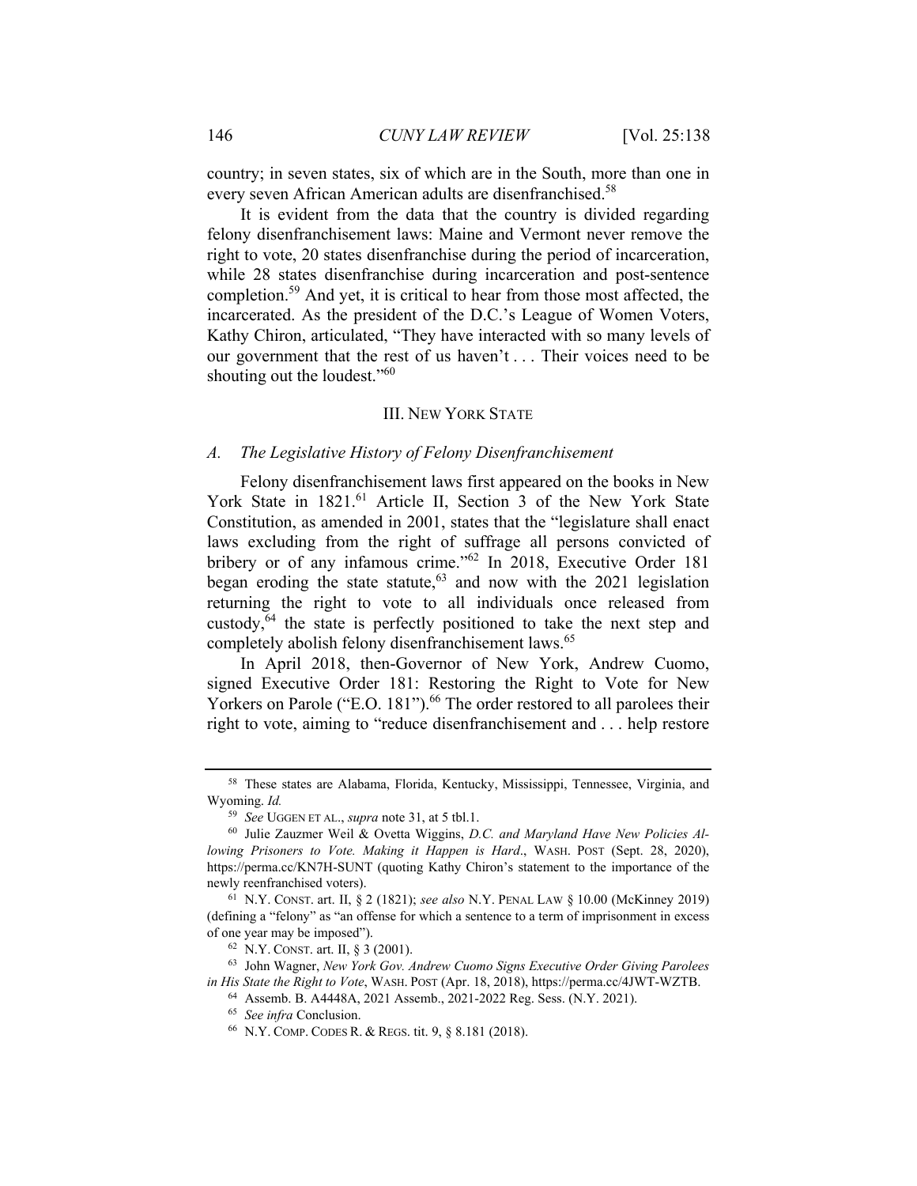country; in seven states, six of which are in the South, more than one in every seven African American adults are disenfranchised.[58]

It is evident from the data that the country is divided regarding felony disenfranchisement laws: Maine and Vermont never remove the right to vote, 20 states disenfranchise during the period of incarceration, while 28 states disenfranchise during incarceration and post-sentence completion.[59] And yet, it is critical to hear from those most affected, the incarcerated. As the president of the D.C.'s League of Women Voters, Kathy Chiron, articulated, "They have interacted with so many levels of our government that the rest of us haven't . . . Their voices need to be shouting out the loudest."[60]

## III. New York State

### A. *The Legislative History of Felony Disenfranchisement*

Felony disenfranchisement laws first appeared on the books in New York State in 1821.[61] Article II, Section 3 of the New York State Constitution, as amended in 2001, states that the "legislature shall enact laws excluding from the right of suffrage all persons convicted of bribery or of any infamous crime."[62] In 2018, Executive Order 181 began eroding the state statute,[63] and now with the 2021 legislation returning the right to vote to all individuals once released from custody,[64] the state is perfectly positioned to take the next step and completely abolish felony disenfranchisement laws.[65]

In April 2018, then-Governor of New York, Andrew Cuomo, signed Executive Order 181: Restoring the Right to Vote for New Yorkers on Parole ("E.O. 181").[66] The order restored to all parolees their right to vote, aiming to "reduce disenfranchisement and . . . help restore

---

[58] These states are Alabama, Florida, Kentucky, Mississippi, Tennessee, Virginia, and Wyoming. *Id.*

[59] *See* Uggen et al., *supra* note 31, at 5 tbl.1.

[60] Julie Zauzmer Weil & Ovetta Wiggins, *D.C. and Maryland Have New Policies Allowing Prisoners to Vote. Making it Happen is Hard.*, Wash. Post (Sept. 28, 2020), https://perma.cc/KN7H-SUNT (quoting Kathy Chiron's statement to the importance of the newly reenfranchised voters).

[61] N.Y. Const. art. II, § 2 (1821); *see also* N.Y. Penal Law § 10.00 (McKinney 2019) (defining a "felony" as "an offense for which a sentence to a term of imprisonment in excess of one year may be imposed").

[62] N.Y. Const. art. II, § 3 (2001).

[63] John Wagner, *New York Gov. Andrew Cuomo Signs Executive Order Giving Parolees in His State the Right to Vote*, Wash. Post (Apr. 18, 2018), https://perma.cc/4JWT-WZTB.

[64] Assemb. B. A4448A, 2021 Assemb., 2021-2022 Reg. Sess. (N.Y. 2021).

[65] *See infra* Conclusion.

[66] N.Y. Comp. Codes R. & Regs. tit. 9, § 8.181 (2018).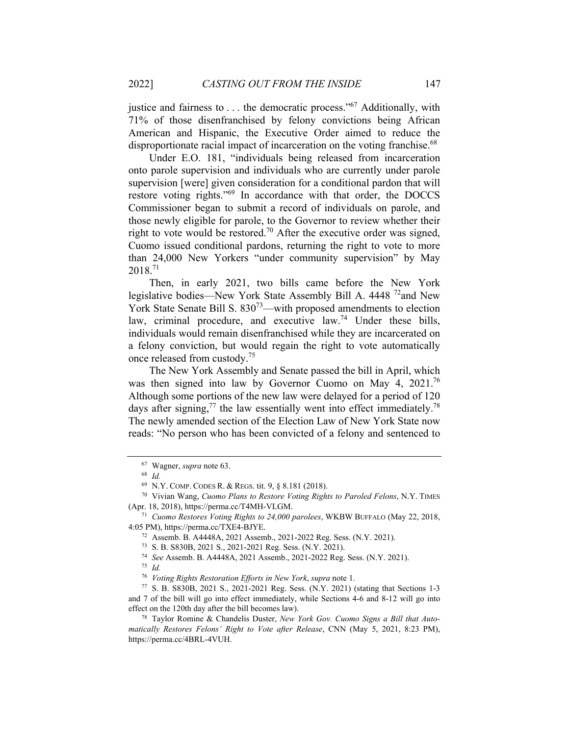justice and fairness to . . . the democratic process."[67] Additionally, with 71% of those disenfranchised by felony convictions being African American and Hispanic, the Executive Order aimed to reduce the disproportionate racial impact of incarceration on the voting franchise.[68]

Under E.O. 181, "individuals being released from incarceration onto parole supervision and individuals who are currently under parole supervision [were] given consideration for a conditional pardon that will restore voting rights."[69] In accordance with that order, the DOCCS Commissioner began to submit a record of individuals on parole, and those newly eligible for parole, to the Governor to review whether their right to vote would be restored.[70] After the executive order was signed, Cuomo issued conditional pardons, returning the right to vote to more than 24,000 New Yorkers "under community supervision" by May 2018.[71]

Then, in early 2021, two bills came before the New York legislative bodies—New York State Assembly Bill A. 4448 [72]and New York State Senate Bill S. 830[73]—with proposed amendments to election law, criminal procedure, and executive law.[74] Under these bills, individuals would remain disenfranchised while they are incarcerated on a felony conviction, but would regain the right to vote automatically once released from custody.[75]

The New York Assembly and Senate passed the bill in April, which was then signed into law by Governor Cuomo on May 4, 2021.[76] Although some portions of the new law were delayed for a period of 120 days after signing,[77] the law essentially went into effect immediately.[78] The newly amended section of the Election Law of New York State now reads: "No person who has been convicted of a felony and sentenced to

---

[67] Wagner, *supra* note 63.

[68] *Id.*

[69] N.Y. COMP. CODES R. & REGS. tit. 9, § 8.181 (2018).

[70] Vivian Wang, *Cuomo Plans to Restore Voting Rights to Paroled Felons*, N.Y. TIMES (Apr. 18, 2018), https://perma.cc/T4MH-VLGM.

[71] *Cuomo Restores Voting Rights to 24,000 parolees*, WKBW BUFFALO (May 22, 2018, 4:05 PM), https://perma.cc/TXE4-BJYE.

[72] Assemb. B. A4448A, 2021 Assemb., 2021-2022 Reg. Sess. (N.Y. 2021).

[73] S. B. S830B, 2021 S., 2021-2021 Reg. Sess. (N.Y. 2021).

[74] *See* Assemb. B. A4448A, 2021 Assemb., 2021-2022 Reg. Sess. (N.Y. 2021).

[75] *Id.*

[76] *Voting Rights Restoration Efforts in New York*, *supra* note 1.

[77] S. B. S830B, 2021 S., 2021-2021 Reg. Sess. (N.Y. 2021) (stating that Sections 1-3 and 7 of the bill will go into effect immediately, while Sections 4-6 and 8-12 will go into effect on the 120th day after the bill becomes law).

[78] Taylor Romine & Chandelis Duster, *New York Gov. Cuomo Signs a Bill that Automatically Restores Felons' Right to Vote after Release*, CNN (May 5, 2021, 8:23 PM), https://perma.cc/4BRL-4VUH.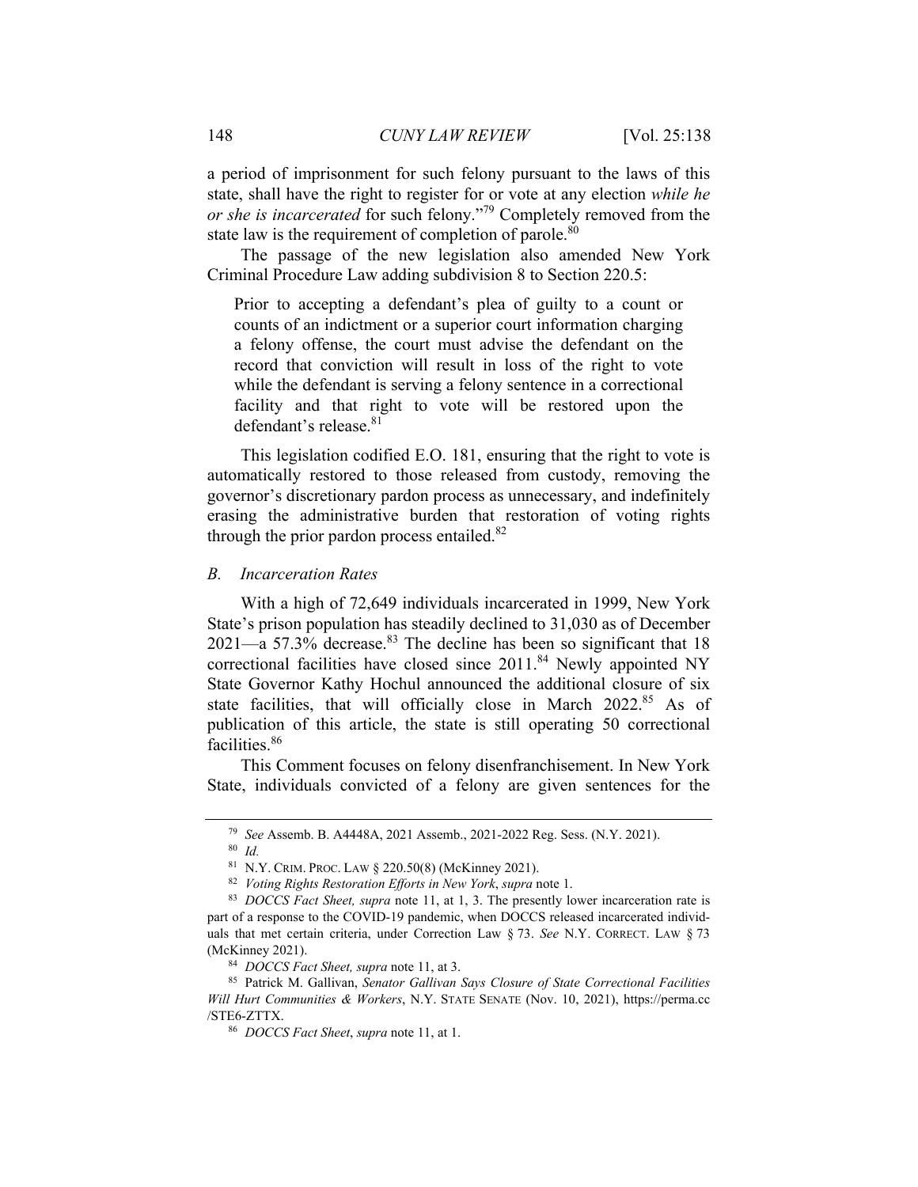a period of imprisonment for such felony pursuant to the laws of this state, shall have the right to register for or vote at any election *while he or she is incarcerated* for such felony."[79] Completely removed from the state law is the requirement of completion of parole.[80]

The passage of the new legislation also amended New York Criminal Procedure Law adding subdivision 8 to Section 220.5:

> Prior to accepting a defendant's plea of guilty to a count or counts of an indictment or a superior court information charging a felony offense, the court must advise the defendant on the record that conviction will result in loss of the right to vote while the defendant is serving a felony sentence in a correctional facility and that right to vote will be restored upon the defendant's release.[81]

This legislation codified E.O. 181, ensuring that the right to vote is automatically restored to those released from custody, removing the governor's discretionary pardon process as unnecessary, and indefinitely erasing the administrative burden that restoration of voting rights through the prior pardon process entailed.[82]

### *B. Incarceration Rates*

With a high of 72,649 individuals incarcerated in 1999, New York State's prison population has steadily declined to 31,030 as of December 2021—a 57.3% decrease.[83] The decline has been so significant that 18 correctional facilities have closed since 2011.[84] Newly appointed NY State Governor Kathy Hochul announced the additional closure of six state facilities, that will officially close in March 2022.[85] As of publication of this article, the state is still operating 50 correctional facilities.[86]

This Comment focuses on felony disenfranchisement. In New York State, individuals convicted of a felony are given sentences for the

---

[79] *See* Assemb. B. A4448A, 2021 Assemb., 2021-2022 Reg. Sess. (N.Y. 2021).

[80] *Id.*

[81] N.Y. CRIM. PROC. LAW § 220.50(8) (McKinney 2021).

[82] *Voting Rights Restoration Efforts in New York*, *supra* note 1.

[83] *DOCCS Fact Sheet, supra* note 11, at 1, 3. The presently lower incarceration rate is part of a response to the COVID-19 pandemic, when DOCCS released incarcerated individuals that met certain criteria, under Correction Law § 73. *See* N.Y. CORRECT. LAW § 73 (McKinney 2021).

[84] *DOCCS Fact Sheet, supra* note 11, at 3.

[85] Patrick M. Gallivan, *Senator Gallivan Says Closure of State Correctional Facilities Will Hurt Communities & Workers*, N.Y. STATE SENATE (Nov. 10, 2021), https://perma.cc/STE6-ZTTX.

[86] *DOCCS Fact Sheet*, *supra* note 11, at 1.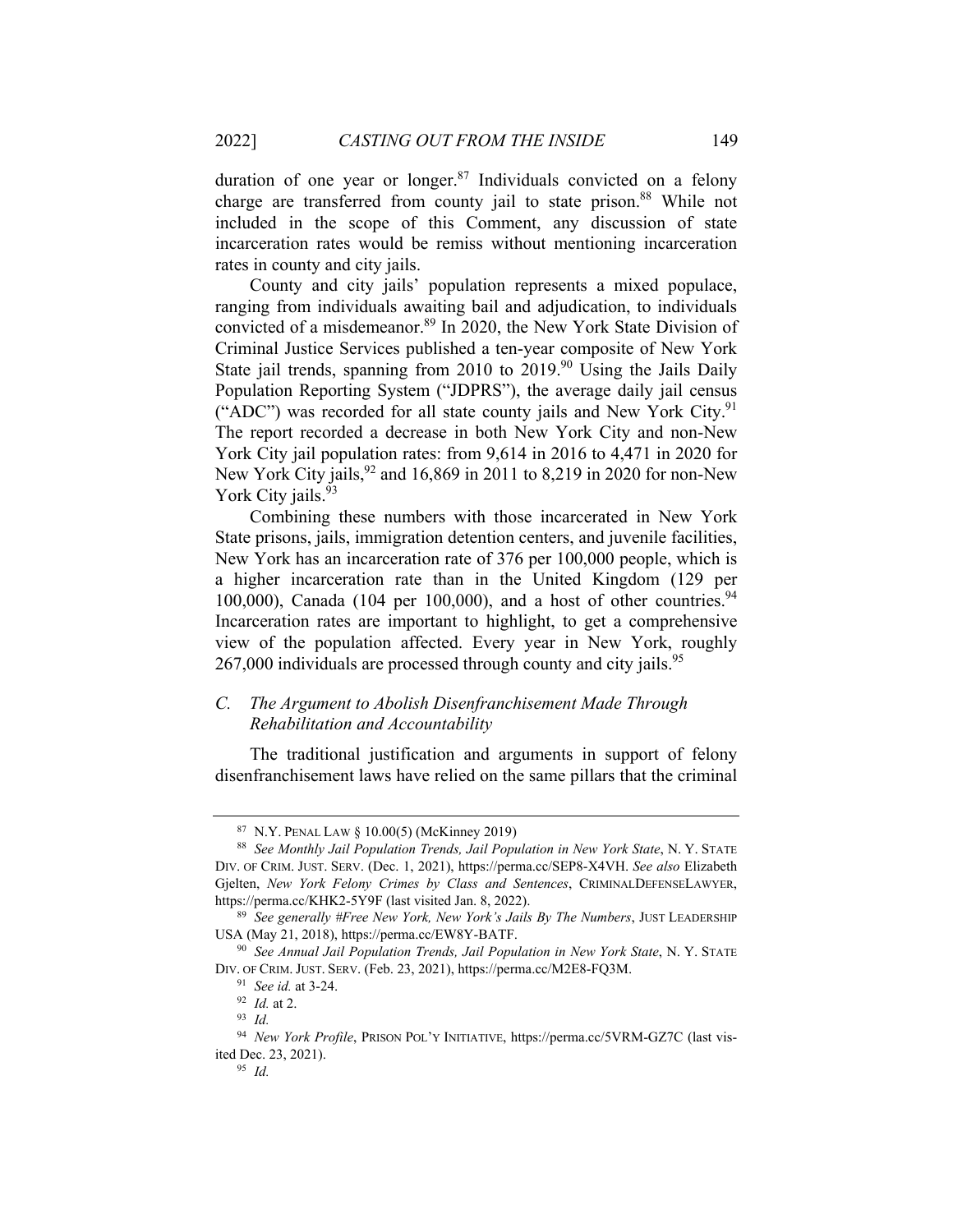duration of one year or longer.[87] Individuals convicted on a felony charge are transferred from county jail to state prison.[88] While not included in the scope of this Comment, any discussion of state incarceration rates would be remiss without mentioning incarceration rates in county and city jails.

County and city jails' population represents a mixed populace, ranging from individuals awaiting bail and adjudication, to individuals convicted of a misdemeanor.[89] In 2020, the New York State Division of Criminal Justice Services published a ten-year composite of New York State jail trends, spanning from 2010 to 2019.[90] Using the Jails Daily Population Reporting System ("JDPRS"), the average daily jail census ("ADC") was recorded for all state county jails and New York City.[91] The report recorded a decrease in both New York City and non-New York City jail population rates: from 9,614 in 2016 to 4,471 in 2020 for New York City jails,[92] and 16,869 in 2011 to 8,219 in 2020 for non-New York City jails.[93]

Combining these numbers with those incarcerated in New York State prisons, jails, immigration detention centers, and juvenile facilities, New York has an incarceration rate of 376 per 100,000 people, which is a higher incarceration rate than in the United Kingdom (129 per 100,000), Canada (104 per 100,000), and a host of other countries.[94] Incarceration rates are important to highlight, to get a comprehensive view of the population affected. Every year in New York, roughly 267,000 individuals are processed through county and city jails.[95]

### C. *The Argument to Abolish Disenfranchisement Made Through Rehabilitation and Accountability*

The traditional justification and arguments in support of felony disenfranchisement laws have relied on the same pillars that the criminal

---

[87] N.Y. PENAL LAW § 10.00(5) (McKinney 2019)

[88] *See Monthly Jail Population Trends, Jail Population in New York State*, N. Y. STATE DIV. OF CRIM. JUST. SERV. (Dec. 1, 2021), https://perma.cc/SEP8-X4VH. *See also* Elizabeth Gjelten, *New York Felony Crimes by Class and Sentences*, CRIMINALDEFENSELAWYER, https://perma.cc/KHK2-5Y9F (last visited Jan. 8, 2022).

[89] *See generally #Free New York, New York's Jails By The Numbers*, JUST LEADERSHIP USA (May 21, 2018), https://perma.cc/EW8Y-BATF.

[90] *See Annual Jail Population Trends, Jail Population in New York State*, N. Y. STATE DIV. OF CRIM. JUST. SERV. (Feb. 23, 2021), https://perma.cc/M2E8-FQ3M.

[91] *See id.* at 3-24.

[92] *Id.* at 2.

[93] *Id.*

[94] *New York Profile*, PRISON POL'Y INITIATIVE, https://perma.cc/5VRM-GZ7C (last visited Dec. 23, 2021).

[95] *Id.*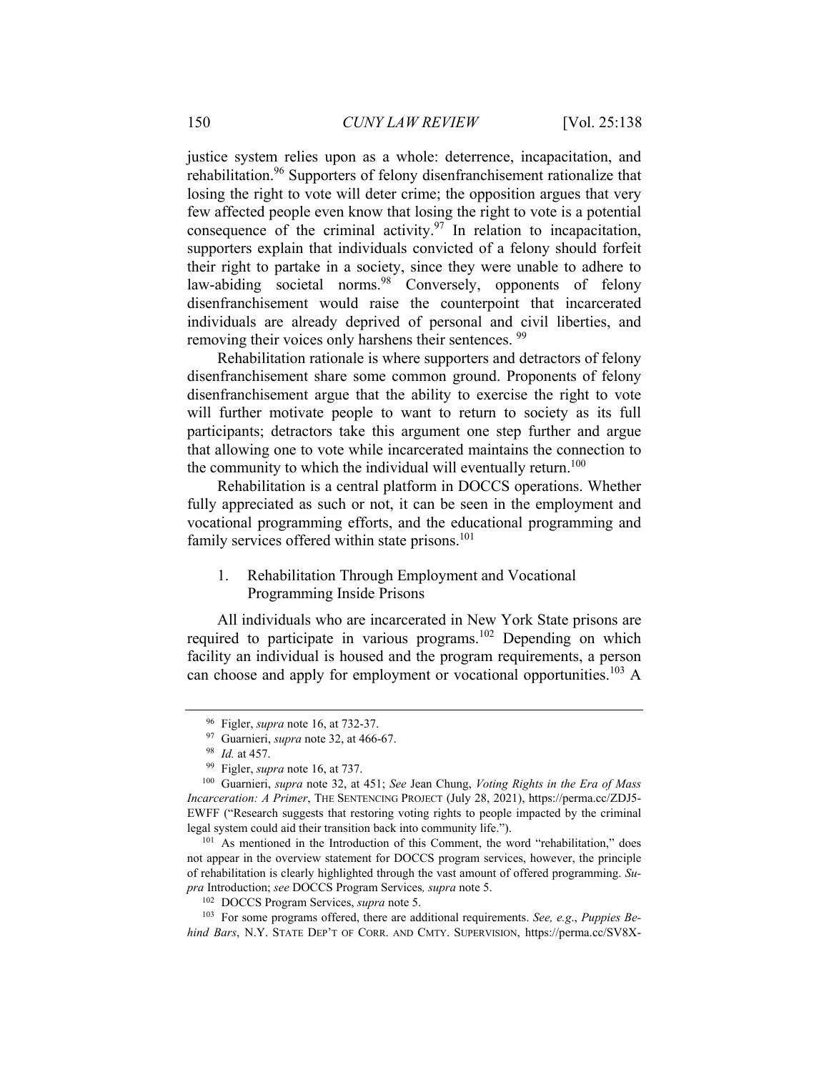justice system relies upon as a whole: deterrence, incapacitation, and rehabilitation.[96] Supporters of felony disenfranchisement rationalize that losing the right to vote will deter crime; the opposition argues that very few affected people even know that losing the right to vote is a potential consequence of the criminal activity.[97] In relation to incapacitation, supporters explain that individuals convicted of a felony should forfeit their right to partake in a society, since they were unable to adhere to law-abiding societal norms.[98] Conversely, opponents of felony disenfranchisement would raise the counterpoint that incarcerated individuals are already deprived of personal and civil liberties, and removing their voices only harshens their sentences. [99]

Rehabilitation rationale is where supporters and detractors of felony disenfranchisement share some common ground. Proponents of felony disenfranchisement argue that the ability to exercise the right to vote will further motivate people to want to return to society as its full participants; detractors take this argument one step further and argue that allowing one to vote while incarcerated maintains the connection to the community to which the individual will eventually return.[100]

Rehabilitation is a central platform in DOCCS operations. Whether fully appreciated as such or not, it can be seen in the employment and vocational programming efforts, and the educational programming and family services offered within state prisons.[101]

### 1. Rehabilitation Through Employment and Vocational Programming Inside Prisons

All individuals who are incarcerated in New York State prisons are required to participate in various programs.[102] Depending on which facility an individual is housed and the program requirements, a person can choose and apply for employment or vocational opportunities.[103] A

---

[96] Figler, *supra* note 16, at 732-37.

[97] Guarnieri, *supra* note 32, at 466-67.

[98] *Id.* at 457.

[99] Figler, *supra* note 16, at 737.

[100] Guarnieri, *supra* note 32, at 451; *See* Jean Chung, *Voting Rights in the Era of Mass Incarceration: A Primer*, THE SENTENCING PROJECT (July 28, 2021), https://perma.cc/ZDJ5-EWFF ("Research suggests that restoring voting rights to people impacted by the criminal legal system could aid their transition back into community life.").

[101] As mentioned in the Introduction of this Comment, the word "rehabilitation," does not appear in the overview statement for DOCCS program services, however, the principle of rehabilitation is clearly highlighted through the vast amount of offered programming. *Supra* Introduction; *see* DOCCS Program Services*, supra* note 5.

[102] DOCCS Program Services, *supra* note 5.

[103] For some programs offered, there are additional requirements. *See, e.g.*, *Puppies Behind Bars*, N.Y. STATE DEP'T OF CORR. AND CMTY. SUPERVISION, https://perma.cc/SV8X-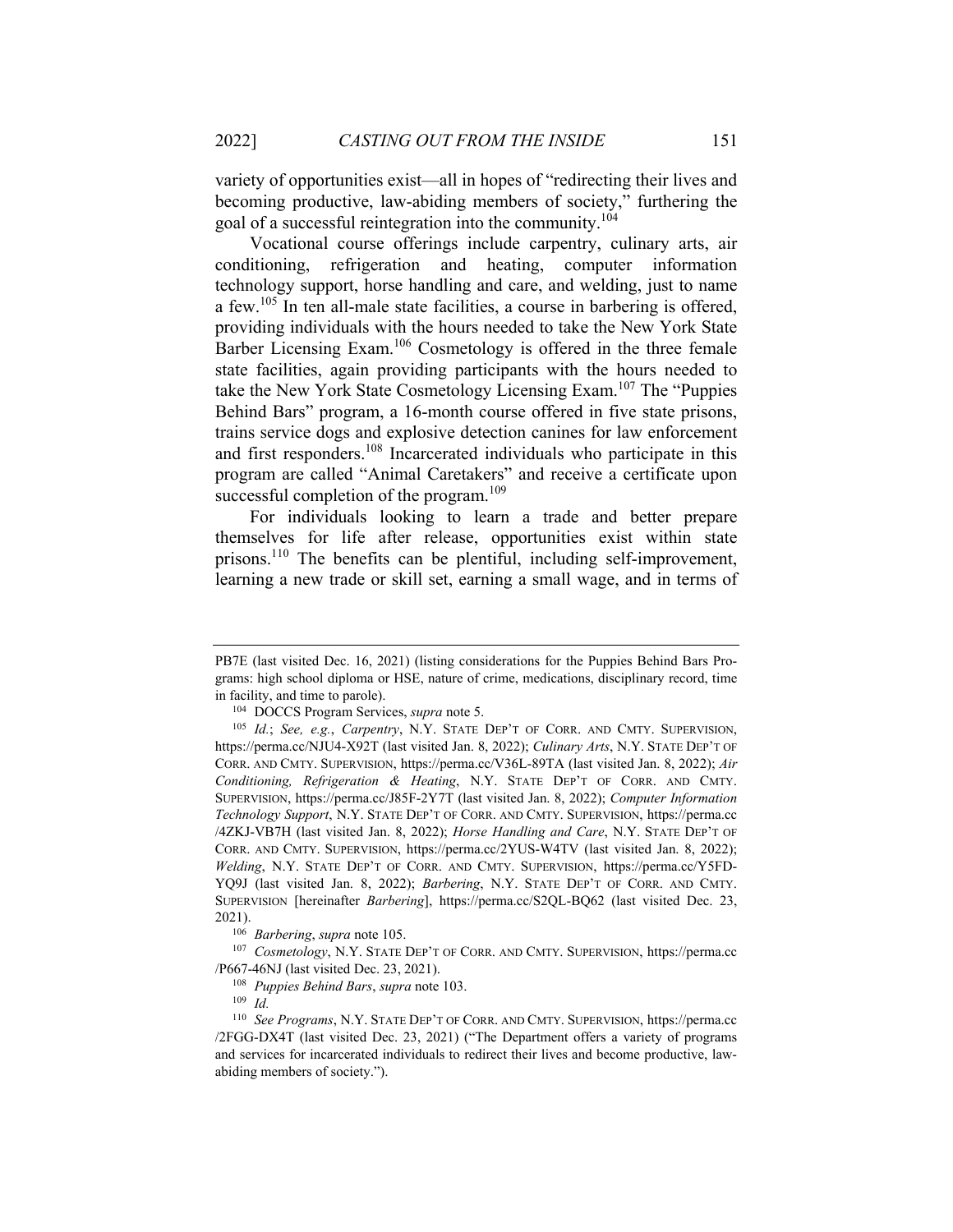variety of opportunities exist—all in hopes of "redirecting their lives and becoming productive, law-abiding members of society," furthering the goal of a successful reintegration into the community.[104]

Vocational course offerings include carpentry, culinary arts, air conditioning, refrigeration and heating, computer information technology support, horse handling and care, and welding, just to name a few.[105] In ten all-male state facilities, a course in barbering is offered, providing individuals with the hours needed to take the New York State Barber Licensing Exam.[106] Cosmetology is offered in the three female state facilities, again providing participants with the hours needed to take the New York State Cosmetology Licensing Exam.[107] The "Puppies Behind Bars" program, a 16-month course offered in five state prisons, trains service dogs and explosive detection canines for law enforcement and first responders.[108] Incarcerated individuals who participate in this program are called "Animal Caretakers" and receive a certificate upon successful completion of the program.[109]

For individuals looking to learn a trade and better prepare themselves for life after release, opportunities exist within state prisons.[110] The benefits can be plentiful, including self-improvement, learning a new trade or skill set, earning a small wage, and in terms of

---

PB7E (last visited Dec. 16, 2021) (listing considerations for the Puppies Behind Bars Programs: high school diploma or HSE, nature of crime, medications, disciplinary record, time in facility, and time to parole).

[104] DOCCS Program Services, *supra* note 5.

[105] *Id.*; *See, e.g.*, *Carpentry*, N.Y. STATE DEP'T OF CORR. AND CMTY. SUPERVISION, https://perma.cc/NJU4-X92T (last visited Jan. 8, 2022); *Culinary Arts*, N.Y. STATE DEP'T OF CORR. AND CMTY. SUPERVISION, https://perma.cc/V36L-89TA (last visited Jan. 8, 2022); *Air Conditioning, Refrigeration & Heating*, N.Y. STATE DEP'T OF CORR. AND CMTY. SUPERVISION, https://perma.cc/J85F-2Y7T (last visited Jan. 8, 2022); *Computer Information Technology Support*, N.Y. STATE DEP'T OF CORR. AND CMTY. SUPERVISION, https://perma.cc/4ZKJ-VB7H (last visited Jan. 8, 2022); *Horse Handling and Care*, N.Y. STATE DEP'T OF CORR. AND CMTY. SUPERVISION, https://perma.cc/2YUS-W4TV (last visited Jan. 8, 2022); *Welding*, N.Y. STATE DEP'T OF CORR. AND CMTY. SUPERVISION, https://perma.cc/Y5FD-YQ9J (last visited Jan. 8, 2022); *Barbering*, N.Y. STATE DEP'T OF CORR. AND CMTY. SUPERVISION [hereinafter *Barbering*], https://perma.cc/S2QL-BQ62 (last visited Dec. 23, 2021).

[106] *Barbering*, *supra* note 105.

[107] *Cosmetology*, N.Y. STATE DEP'T OF CORR. AND CMTY. SUPERVISION, https://perma.cc/P667-46NJ (last visited Dec. 23, 2021).

[108] *Puppies Behind Bars*, *supra* note 103.

[109] *Id.*

[110] *See Programs*, N.Y. STATE DEP'T OF CORR. AND CMTY. SUPERVISION, https://perma.cc/2FGG-DX4T (last visited Dec. 23, 2021) ("The Department offers a variety of programs and services for incarcerated individuals to redirect their lives and become productive, law-abiding members of society.").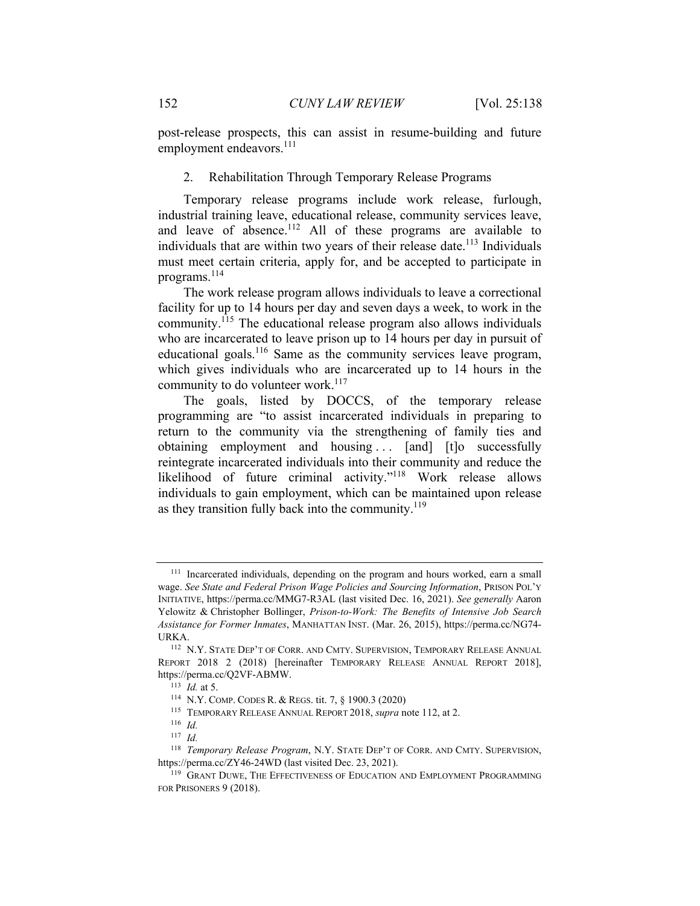post-release prospects, this can assist in resume-building and future employment endeavors.[111]

### 2. Rehabilitation Through Temporary Release Programs

Temporary release programs include work release, furlough, industrial training leave, educational release, community services leave, and leave of absence.[112] All of these programs are available to individuals that are within two years of their release date.[113] Individuals must meet certain criteria, apply for, and be accepted to participate in programs.[114]

The work release program allows individuals to leave a correctional facility for up to 14 hours per day and seven days a week, to work in the community.[115] The educational release program also allows individuals who are incarcerated to leave prison up to 14 hours per day in pursuit of educational goals.[116] Same as the community services leave program, which gives individuals who are incarcerated up to 14 hours in the community to do volunteer work.[117]

The goals, listed by DOCCS, of the temporary release programming are "to assist incarcerated individuals in preparing to return to the community via the strengthening of family ties and obtaining employment and housing . . . [and] [t]o successfully reintegrate incarcerated individuals into their community and reduce the likelihood of future criminal activity."[118] Work release allows individuals to gain employment, which can be maintained upon release as they transition fully back into the community.[119]

---

[111] Incarcerated individuals, depending on the program and hours worked, earn a small wage. *See State and Federal Prison Wage Policies and Sourcing Information*, PRISON POL'Y INITIATIVE, https://perma.cc/MMG7-R3AL (last visited Dec. 16, 2021). *See generally* Aaron Yelowitz & Christopher Bollinger, *Prison-to-Work: The Benefits of Intensive Job Search Assistance for Former Inmates*, MANHATTAN INST. (Mar. 26, 2015), https://perma.cc/NG74-URKA.

[112] N.Y. STATE DEP'T OF CORR. AND CMTY. SUPERVISION, TEMPORARY RELEASE ANNUAL REPORT 2018 2 (2018) [hereinafter TEMPORARY RELEASE ANNUAL REPORT 2018], https://perma.cc/Q2VF-ABMW.

[113] *Id.* at 5.

[114] N.Y. COMP. CODES R. & REGS. tit. 7, § 1900.3 (2020)

[115] TEMPORARY RELEASE ANNUAL REPORT 2018, *supra* note 112, at 2.

[116] *Id.*

[117] *Id.*

[118] *Temporary Release Program*, N.Y. STATE DEP'T OF CORR. AND CMTY. SUPERVISION, https://perma.cc/ZY46-24WD (last visited Dec. 23, 2021).

[119] GRANT DUWE, THE EFFECTIVENESS OF EDUCATION AND EMPLOYMENT PROGRAMMING FOR PRISONERS 9 (2018).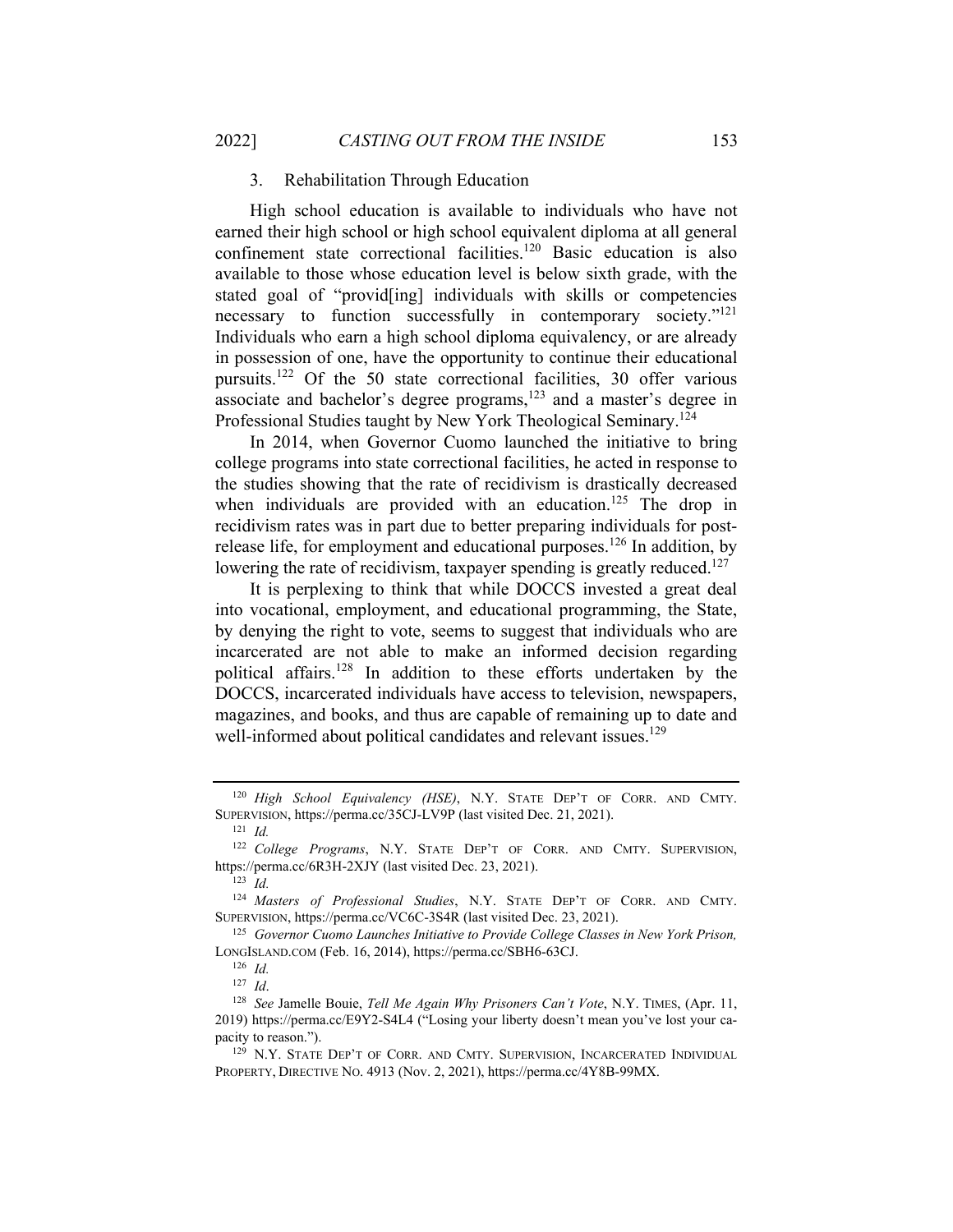### 3. Rehabilitation Through Education

High school education is available to individuals who have not earned their high school or high school equivalent diploma at all general confinement state correctional facilities.[120] Basic education is also available to those whose education level is below sixth grade, with the stated goal of "provid[ing] individuals with skills or competencies necessary to function successfully in contemporary society."[121] Individuals who earn a high school diploma equivalency, or are already in possession of one, have the opportunity to continue their educational pursuits.[122] Of the 50 state correctional facilities, 30 offer various associate and bachelor's degree programs,[123] and a master's degree in Professional Studies taught by New York Theological Seminary.[124]

In 2014, when Governor Cuomo launched the initiative to bring college programs into state correctional facilities, he acted in response to the studies showing that the rate of recidivism is drastically decreased when individuals are provided with an education.[125] The drop in recidivism rates was in part due to better preparing individuals for post-release life, for employment and educational purposes.[126] In addition, by lowering the rate of recidivism, taxpayer spending is greatly reduced.[127]

It is perplexing to think that while DOCCS invested a great deal into vocational, employment, and educational programming, the State, by denying the right to vote, seems to suggest that individuals who are incarcerated are not able to make an informed decision regarding political affairs.[128] In addition to these efforts undertaken by the DOCCS, incarcerated individuals have access to television, newspapers, magazines, and books, and thus are capable of remaining up to date and well-informed about political candidates and relevant issues.[129]

---

[120] *High School Equivalency (HSE)*, N.Y. STATE DEP'T OF CORR. AND CMTY. SUPERVISION, https://perma.cc/35CJ-LV9P (last visited Dec. 21, 2021).

[121] *Id.*

[122] *College Programs*, N.Y. STATE DEP'T OF CORR. AND CMTY. SUPERVISION, https://perma.cc/6R3H-2XJY (last visited Dec. 23, 2021).

[123] *Id.*

[124] *Masters of Professional Studies*, N.Y. STATE DEP'T OF CORR. AND CMTY. SUPERVISION, https://perma.cc/VC6C-3S4R (last visited Dec. 23, 2021).

[125] *Governor Cuomo Launches Initiative to Provide College Classes in New York Prison,* LONGISLAND.COM (Feb. 16, 2014), https://perma.cc/SBH6-63CJ.

[126] *Id.*

[127] *Id*.

[128] *See* Jamelle Bouie, *Tell Me Again Why Prisoners Can't Vote*, N.Y. TIMES, (Apr. 11, 2019) https://perma.cc/E9Y2-S4L4 ("Losing your liberty doesn't mean you've lost your capacity to reason.").

[129] N.Y. STATE DEP'T OF CORR. AND CMTY. SUPERVISION, INCARCERATED INDIVIDUAL PROPERTY, DIRECTIVE NO. 4913 (Nov. 2, 2021), https://perma.cc/4Y8B-99MX.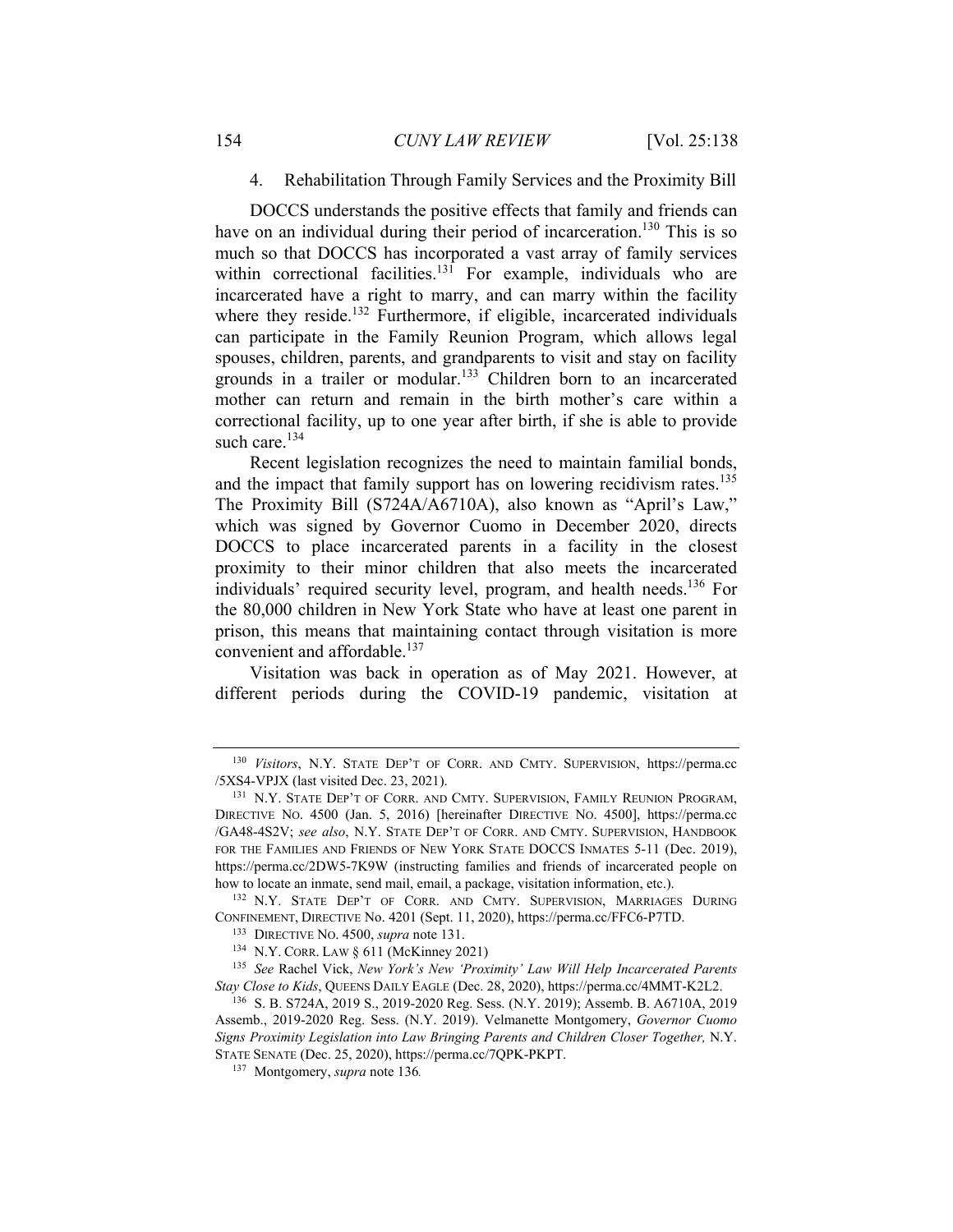#### 4. Rehabilitation Through Family Services and the Proximity Bill

DOCCS understands the positive effects that family and friends can have on an individual during their period of incarceration.[130] This is so much so that DOCCS has incorporated a vast array of family services within correctional facilities.[131] For example, individuals who are incarcerated have a right to marry, and can marry within the facility where they reside.[132] Furthermore, if eligible, incarcerated individuals can participate in the Family Reunion Program, which allows legal spouses, children, parents, and grandparents to visit and stay on facility grounds in a trailer or modular.[133] Children born to an incarcerated mother can return and remain in the birth mother's care within a correctional facility, up to one year after birth, if she is able to provide such care.[134]

Recent legislation recognizes the need to maintain familial bonds, and the impact that family support has on lowering recidivism rates.[135] The Proximity Bill (S724A/A6710A), also known as "April's Law," which was signed by Governor Cuomo in December 2020, directs DOCCS to place incarcerated parents in a facility in the closest proximity to their minor children that also meets the incarcerated individuals' required security level, program, and health needs.[136] For the 80,000 children in New York State who have at least one parent in prison, this means that maintaining contact through visitation is more convenient and affordable.[137]

Visitation was back in operation as of May 2021. However, at different periods during the COVID-19 pandemic, visitation at

---

[130] *Visitors*, N.Y. STATE DEP'T OF CORR. AND CMTY. SUPERVISION, https://perma.cc/5XS4-VPJX (last visited Dec. 23, 2021).

[131] N.Y. STATE DEP'T OF CORR. AND CMTY. SUPERVISION, FAMILY REUNION PROGRAM, DIRECTIVE NO. 4500 (Jan. 5, 2016) [hereinafter DIRECTIVE NO. 4500], https://perma.cc/GA48-4S2V; *see also*, N.Y. STATE DEP'T OF CORR. AND CMTY. SUPERVISION, HANDBOOK FOR THE FAMILIES AND FRIENDS OF NEW YORK STATE DOCCS INMATES 5-11 (Dec. 2019), https://perma.cc/2DW5-7K9W (instructing families and friends of incarcerated people on how to locate an inmate, send mail, email, a package, visitation information, etc.).

[132] N.Y. STATE DEP'T OF CORR. AND CMTY. SUPERVISION, MARRIAGES DURING CONFINEMENT, DIRECTIVE No. 4201 (Sept. 11, 2020), https://perma.cc/FFC6-P7TD.

[133] DIRECTIVE NO. 4500, *supra* note 131.

[134] N.Y. CORR. LAW § 611 (McKinney 2021)

[135] *See* Rachel Vick, *New York's New 'Proximity' Law Will Help Incarcerated Parents Stay Close to Kids*, QUEENS DAILY EAGLE (Dec. 28, 2020), https://perma.cc/4MMT-K2L2.

[136] S. B. S724A, 2019 S., 2019-2020 Reg. Sess. (N.Y. 2019); Assemb. B. A6710A, 2019 Assemb., 2019-2020 Reg. Sess. (N.Y. 2019). Velmanette Montgomery, *Governor Cuomo Signs Proximity Legislation into Law Bringing Parents and Children Closer Together,* N.Y. STATE SENATE (Dec. 25, 2020), https://perma.cc/7QPK-PKPT.

[137] Montgomery, *supra* note 136*.*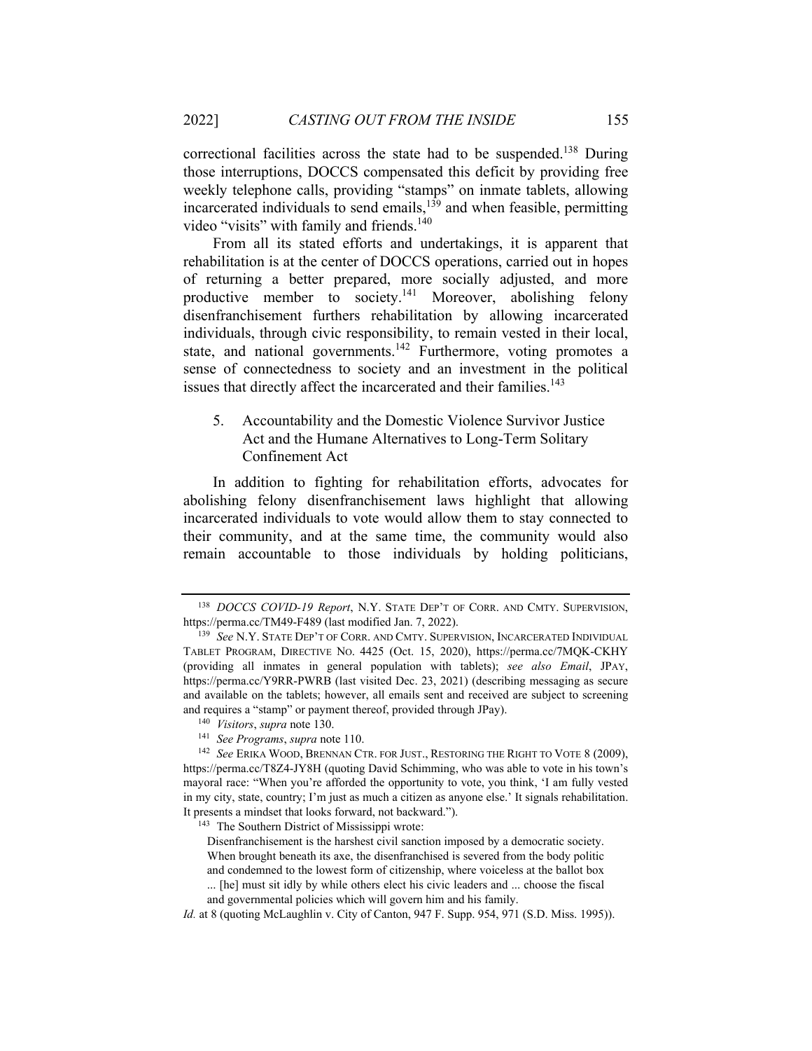correctional facilities across the state had to be suspended.[138] During those interruptions, DOCCS compensated this deficit by providing free weekly telephone calls, providing "stamps" on inmate tablets, allowing incarcerated individuals to send emails,[139] and when feasible, permitting video "visits" with family and friends.[140]

From all its stated efforts and undertakings, it is apparent that rehabilitation is at the center of DOCCS operations, carried out in hopes of returning a better prepared, more socially adjusted, and more productive member to society.[141] Moreover, abolishing felony disenfranchisement furthers rehabilitation by allowing incarcerated individuals, through civic responsibility, to remain vested in their local, state, and national governments.[142] Furthermore, voting promotes a sense of connectedness to society and an investment in the political issues that directly affect the incarcerated and their families.[143]

5. Accountability and the Domestic Violence Survivor Justice Act and the Humane Alternatives to Long-Term Solitary Confinement Act

In addition to fighting for rehabilitation efforts, advocates for abolishing felony disenfranchisement laws highlight that allowing incarcerated individuals to vote would allow them to stay connected to their community, and at the same time, the community would also remain accountable to those individuals by holding politicians,

---

[138] *DOCCS COVID-19 Report*, N.Y. STATE DEP'T OF CORR. AND CMTY. SUPERVISION, https://perma.cc/TM49-F489 (last modified Jan. 7, 2022).

[139] *See* N.Y. STATE DEP'T OF CORR. AND CMTY. SUPERVISION, INCARCERATED INDIVIDUAL TABLET PROGRAM, DIRECTIVE NO. 4425 (Oct. 15, 2020), https://perma.cc/7MQK-CKHY (providing all inmates in general population with tablets); *see also Email*, JPAY, https://perma.cc/Y9RR-PWRB (last visited Dec. 23, 2021) (describing messaging as secure and available on the tablets; however, all emails sent and received are subject to screening and requires a "stamp" or payment thereof, provided through JPay).

[140] *Visitors*, *supra* note 130.

[141] *See Programs*, *supra* note 110.

[142] *See* ERIKA WOOD, BRENNAN CTR. FOR JUST., RESTORING THE RIGHT TO VOTE 8 (2009), https://perma.cc/T8Z4-JY8H (quoting David Schimming, who was able to vote in his town's mayoral race: "When you're afforded the opportunity to vote, you think, 'I am fully vested in my city, state, country; I'm just as much a citizen as anyone else.' It signals rehabilitation. It presents a mindset that looks forward, not backward.").

[143] The Southern District of Mississippi wrote:

> Disenfranchisement is the harshest civil sanction imposed by a democratic society. When brought beneath its axe, the disenfranchised is severed from the body politic and condemned to the lowest form of citizenship, where voiceless at the ballot box ... [he] must sit idly by while others elect his civic leaders and ... choose the fiscal and governmental policies which will govern him and his family.

*Id.* at 8 (quoting McLaughlin v. City of Canton, 947 F. Supp. 954, 971 (S.D. Miss. 1995)).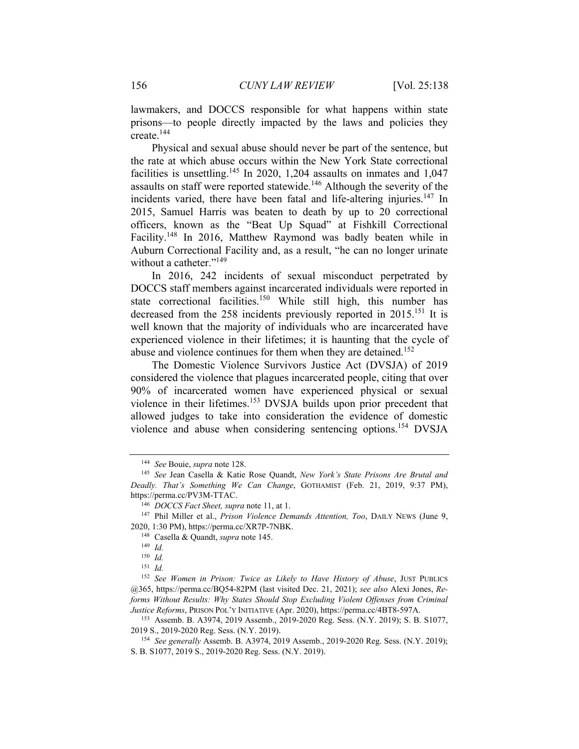lawmakers, and DOCCS responsible for what happens within state prisons—to people directly impacted by the laws and policies they create.[144]

Physical and sexual abuse should never be part of the sentence, but the rate at which abuse occurs within the New York State correctional facilities is unsettling.[145] In 2020, 1,204 assaults on inmates and 1,047 assaults on staff were reported statewide.[146] Although the severity of the incidents varied, there have been fatal and life-altering injuries.[147] In 2015, Samuel Harris was beaten to death by up to 20 correctional officers, known as the "Beat Up Squad" at Fishkill Correctional Facility.[148] In 2016, Matthew Raymond was badly beaten while in Auburn Correctional Facility and, as a result, "he can no longer urinate without a catheter."[149]

In 2016, 242 incidents of sexual misconduct perpetrated by DOCCS staff members against incarcerated individuals were reported in state correctional facilities.[150] While still high, this number has decreased from the 258 incidents previously reported in 2015.[151] It is well known that the majority of individuals who are incarcerated have experienced violence in their lifetimes; it is haunting that the cycle of abuse and violence continues for them when they are detained.[152]

The Domestic Violence Survivors Justice Act (DVSJA) of 2019 considered the violence that plagues incarcerated people, citing that over 90% of incarcerated women have experienced physical or sexual violence in their lifetimes.[153] DVSJA builds upon prior precedent that allowed judges to take into consideration the evidence of domestic violence and abuse when considering sentencing options.[154] DVSJA

---

[144] *See* Bouie, *supra* note 128.

[145] *See* Jean Casella & Katie Rose Quandt, *New York's State Prisons Are Brutal and Deadly. That's Something We Can Change*, GOTHAMIST (Feb. 21, 2019, 9:37 PM), https://perma.cc/PV3M-TTAC.

[146] *DOCCS Fact Sheet, supra* note 11, at 1.

[147] Phil Miller et al., *Prison Violence Demands Attention, Too*, DAILY NEWS (June 9, 2020, 1:30 PM), https://perma.cc/XR7P-7NBK.

[148] Casella & Quandt, *supra* note 145.

[149] *Id.*

[150] *Id.*

[151] *Id.*

[152] *See Women in Prison: Twice as Likely to Have History of Abuse*, JUST PUBLICS @365, https://perma.cc/BQ54-82PM (last visited Dec. 21, 2021); *see also* Alexi Jones, *Reforms Without Results: Why States Should Stop Excluding Violent Offenses from Criminal Justice Reforms*, PRISON POL'Y INITIATIVE (Apr. 2020), https://perma.cc/4BT8-597A.

[153] Assemb. B. A3974, 2019 Assemb., 2019-2020 Reg. Sess. (N.Y. 2019); S. B. S1077, 2019 S., 2019-2020 Reg. Sess. (N.Y. 2019).

[154] *See generally* Assemb. B. A3974, 2019 Assemb., 2019-2020 Reg. Sess. (N.Y. 2019); S. B. S1077, 2019 S., 2019-2020 Reg. Sess. (N.Y. 2019).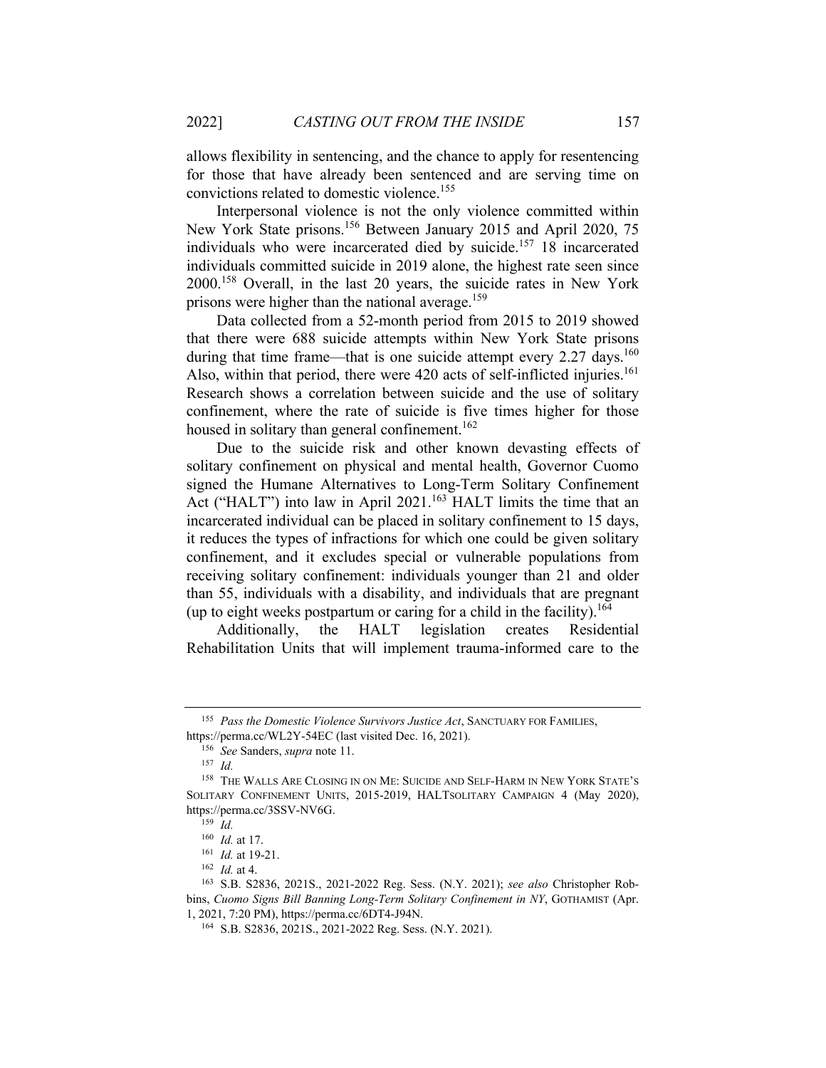allows flexibility in sentencing, and the chance to apply for resentencing for those that have already been sentenced and are serving time on convictions related to domestic violence.[155]

Interpersonal violence is not the only violence committed within New York State prisons.[156] Between January 2015 and April 2020, 75 individuals who were incarcerated died by suicide.[157] 18 incarcerated individuals committed suicide in 2019 alone, the highest rate seen since 2000.[158] Overall, in the last 20 years, the suicide rates in New York prisons were higher than the national average.[159]

Data collected from a 52-month period from 2015 to 2019 showed that there were 688 suicide attempts within New York State prisons during that time frame—that is one suicide attempt every 2.27 days.[160] Also, within that period, there were 420 acts of self-inflicted injuries.[161] Research shows a correlation between suicide and the use of solitary confinement, where the rate of suicide is five times higher for those housed in solitary than general confinement.[162]

Due to the suicide risk and other known devasting effects of solitary confinement on physical and mental health, Governor Cuomo signed the Humane Alternatives to Long-Term Solitary Confinement Act ("HALT") into law in April 2021.[163] HALT limits the time that an incarcerated individual can be placed in solitary confinement to 15 days, it reduces the types of infractions for which one could be given solitary confinement, and it excludes special or vulnerable populations from receiving solitary confinement: individuals younger than 21 and older than 55, individuals with a disability, and individuals that are pregnant (up to eight weeks postpartum or caring for a child in the facility).[164]

Additionally, the HALT legislation creates Residential Rehabilitation Units that will implement trauma-informed care to the

---

[155] *Pass the Domestic Violence Survivors Justice Act*, SANCTUARY FOR FAMILIES, https://perma.cc/WL2Y-54EC (last visited Dec. 16, 2021).

[156] *See* Sanders, *supra* note 11.

[157] *Id.*

[158] THE WALLS ARE CLOSING IN ON ME: SUICIDE AND SELF-HARM IN NEW YORK STATE'S SOLITARY CONFINEMENT UNITS, 2015-2019, HALTSOLITARY CAMPAIGN 4 (May 2020), https://perma.cc/3SSV-NV6G.

[159] *Id.*

[160] *Id.* at 17.

[161] *Id.* at 19-21.

[162] *Id.* at 4.

[163] S.B. S2836, 2021S., 2021-2022 Reg. Sess. (N.Y. 2021); *see also* Christopher Robbins, *Cuomo Signs Bill Banning Long-Term Solitary Confinement in NY*, GOTHAMIST (Apr. 1, 2021, 7:20 PM), https://perma.cc/6DT4-J94N.

[164] S.B. S2836, 2021S., 2021-2022 Reg. Sess. (N.Y. 2021).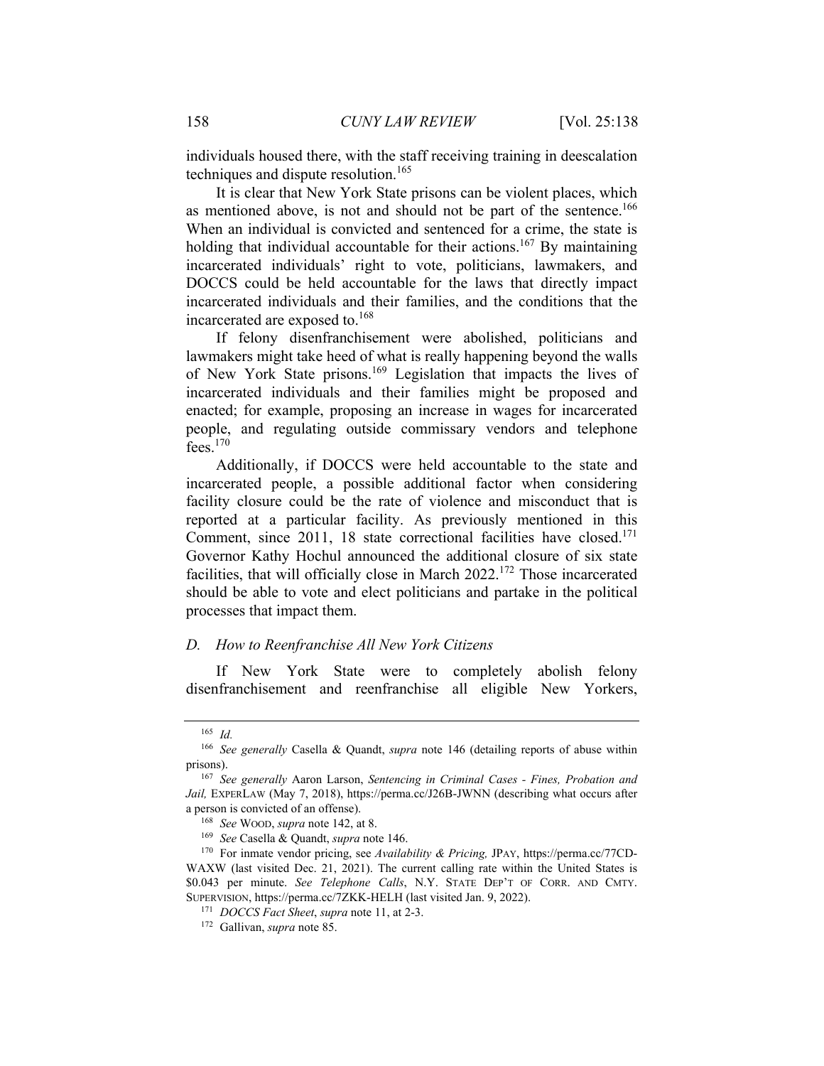individuals housed there, with the staff receiving training in deescalation techniques and dispute resolution.[165]

It is clear that New York State prisons can be violent places, which as mentioned above, is not and should not be part of the sentence.[166] When an individual is convicted and sentenced for a crime, the state is holding that individual accountable for their actions.[167] By maintaining incarcerated individuals' right to vote, politicians, lawmakers, and DOCCS could be held accountable for the laws that directly impact incarcerated individuals and their families, and the conditions that the incarcerated are exposed to.[168]

If felony disenfranchisement were abolished, politicians and lawmakers might take heed of what is really happening beyond the walls of New York State prisons.[169] Legislation that impacts the lives of incarcerated individuals and their families might be proposed and enacted; for example, proposing an increase in wages for incarcerated people, and regulating outside commissary vendors and telephone fees.[170]

Additionally, if DOCCS were held accountable to the state and incarcerated people, a possible additional factor when considering facility closure could be the rate of violence and misconduct that is reported at a particular facility. As previously mentioned in this Comment, since 2011, 18 state correctional facilities have closed.[171] Governor Kathy Hochul announced the additional closure of six state facilities, that will officially close in March 2022.[172] Those incarcerated should be able to vote and elect politicians and partake in the political processes that impact them.

### *D. How to Reenfranchise All New York Citizens*

If New York State were to completely abolish felony disenfranchisement and reenfranchise all eligible New Yorkers,

---

[165] *Id.*

[166] *See generally* Casella & Quandt, *supra* note 146 (detailing reports of abuse within prisons).

[167] *See generally* Aaron Larson, *Sentencing in Criminal Cases - Fines, Probation and Jail,* EXPERLAW (May 7, 2018), https://perma.cc/J26B-JWNN (describing what occurs after a person is convicted of an offense).

[168] *See* WOOD, *supra* note 142, at 8.

[169] *See* Casella & Quandt, *supra* note 146.

[170] For inmate vendor pricing, see *Availability & Pricing,* JPAY, https://perma.cc/77CD-WAXW (last visited Dec. 21, 2021). The current calling rate within the United States is $0.043 per minute. *See Telephone Calls*, N.Y. STATE DEP'T OF CORR. AND CMTY. SUPERVISION, https://perma.cc/7ZKK-HELH (last visited Jan. 9, 2022).

[171] *DOCCS Fact Sheet*, *supra* note 11, at 2-3.

[172] Gallivan, *supra* note 85.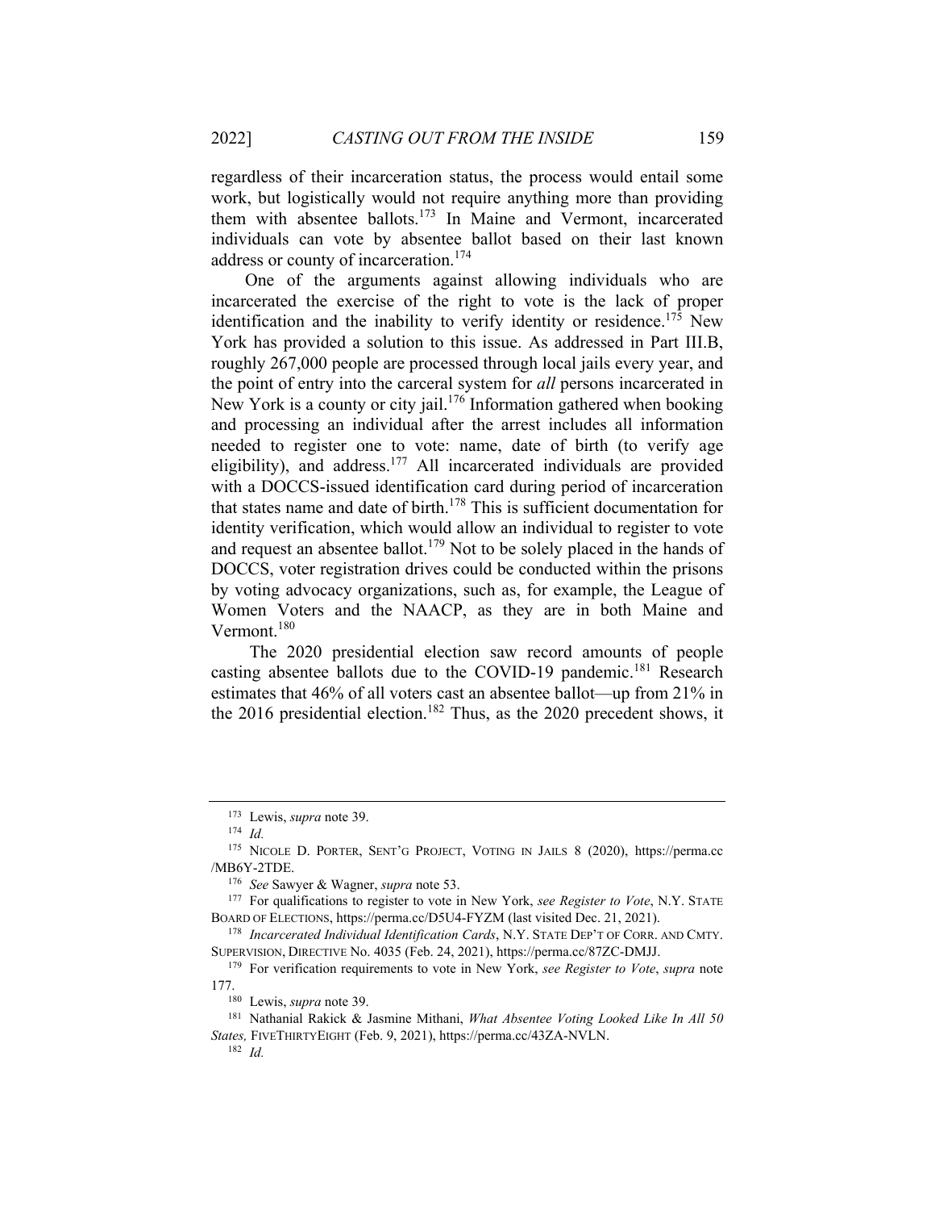regardless of their incarceration status, the process would entail some work, but logistically would not require anything more than providing them with absentee ballots.[173] In Maine and Vermont, incarcerated individuals can vote by absentee ballot based on their last known address or county of incarceration.[174]

One of the arguments against allowing individuals who are incarcerated the exercise of the right to vote is the lack of proper identification and the inability to verify identity or residence.[175] New York has provided a solution to this issue. As addressed in Part III.B, roughly 267,000 people are processed through local jails every year, and the point of entry into the carceral system for *all* persons incarcerated in New York is a county or city jail.[176] Information gathered when booking and processing an individual after the arrest includes all information needed to register one to vote: name, date of birth (to verify age eligibility), and address.[177] All incarcerated individuals are provided with a DOCCS-issued identification card during period of incarceration that states name and date of birth.[178] This is sufficient documentation for identity verification, which would allow an individual to register to vote and request an absentee ballot.[179] Not to be solely placed in the hands of DOCCS, voter registration drives could be conducted within the prisons by voting advocacy organizations, such as, for example, the League of Women Voters and the NAACP, as they are in both Maine and Vermont.[180]

The 2020 presidential election saw record amounts of people casting absentee ballots due to the COVID-19 pandemic.[181] Research estimates that 46% of all voters cast an absentee ballot—up from 21% in the 2016 presidential election.[182] Thus, as the 2020 precedent shows, it

---

[173] Lewis, *supra* note 39.

[174] *Id.*

[175] NICOLE D. PORTER, SENT'G PROJECT, VOTING IN JAILS 8 (2020), https://perma.cc/MB6Y-2TDE.

[176] *See* Sawyer & Wagner, *supra* note 53.

[177] For qualifications to register to vote in New York, *see Register to Vote*, N.Y. STATE BOARD OF ELECTIONS, https://perma.cc/D5U4-FYZM (last visited Dec. 21, 2021).

[178] *Incarcerated Individual Identification Cards*, N.Y. STATE DEP'T OF CORR. AND CMTY. SUPERVISION, DIRECTIVE No. 4035 (Feb. 24, 2021), https://perma.cc/87ZC-DMJJ.

[179] For verification requirements to vote in New York, *see Register to Vote*, *supra* note 177.

[180] Lewis, *supra* note 39.

[181] Nathanial Rakick & Jasmine Mithani, *What Absentee Voting Looked Like In All 50 States,* FIVETHIRTYEIGHT (Feb. 9, 2021), https://perma.cc/43ZA-NVLN.

[182] *Id.*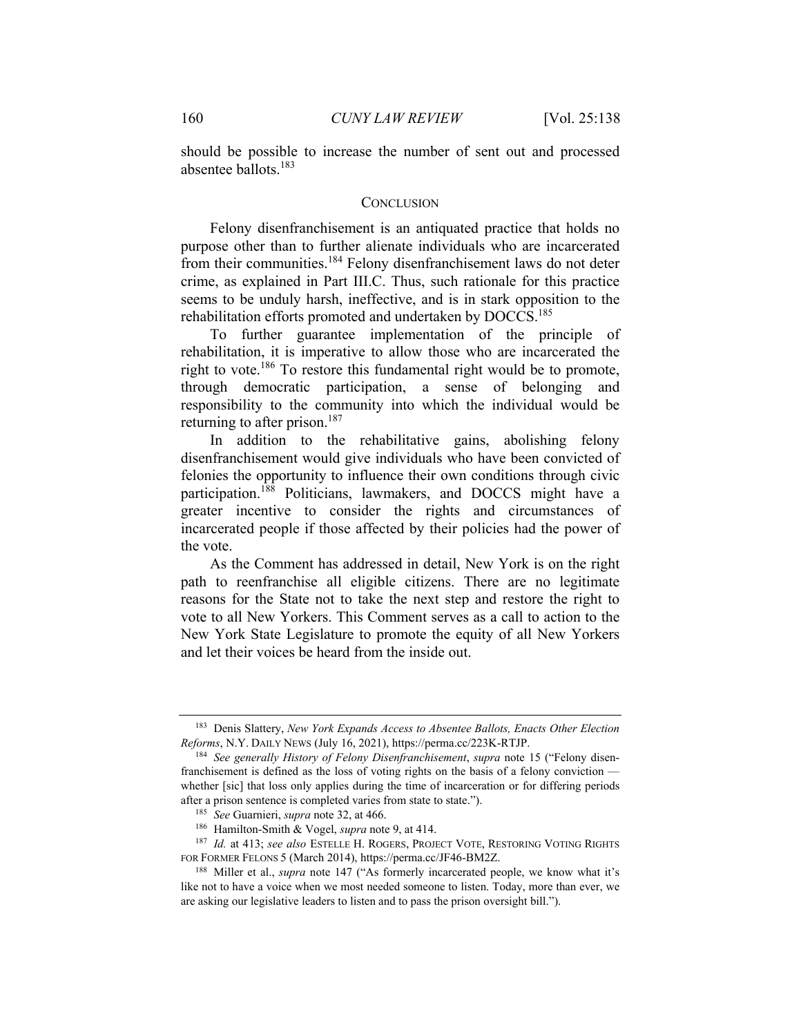should be possible to increase the number of sent out and processed absentee ballots.[183]

## CONCLUSION

Felony disenfranchisement is an antiquated practice that holds no purpose other than to further alienate individuals who are incarcerated from their communities.[184] Felony disenfranchisement laws do not deter crime, as explained in Part III.C. Thus, such rationale for this practice seems to be unduly harsh, ineffective, and is in stark opposition to the rehabilitation efforts promoted and undertaken by DOCCS.[185]

To further guarantee implementation of the principle of rehabilitation, it is imperative to allow those who are incarcerated the right to vote.[186] To restore this fundamental right would be to promote, through democratic participation, a sense of belonging and responsibility to the community into which the individual would be returning to after prison.[187]

In addition to the rehabilitative gains, abolishing felony disenfranchisement would give individuals who have been convicted of felonies the opportunity to influence their own conditions through civic participation.[188] Politicians, lawmakers, and DOCCS might have a greater incentive to consider the rights and circumstances of incarcerated people if those affected by their policies had the power of the vote.

As the Comment has addressed in detail, New York is on the right path to reenfranchise all eligible citizens. There are no legitimate reasons for the State not to take the next step and restore the right to vote to all New Yorkers. This Comment serves as a call to action to the New York State Legislature to promote the equity of all New Yorkers and let their voices be heard from the inside out.

---

[183] Denis Slattery, *New York Expands Access to Absentee Ballots, Enacts Other Election Reforms*, N.Y. DAILY NEWS (July 16, 2021), https://perma.cc/223K-RTJP.

[184] *See generally History of Felony Disenfranchisement*, *supra* note 15 ("Felony disenfranchisement is defined as the loss of voting rights on the basis of a felony conviction — whether [sic] that loss only applies during the time of incarceration or for differing periods after a prison sentence is completed varies from state to state.").

[185] *See* Guarnieri, *supra* note 32, at 466.

[186] Hamilton-Smith & Vogel, *supra* note 9, at 414.

[187] *Id.* at 413; *see also* ESTELLE H. ROGERS, PROJECT VOTE, RESTORING VOTING RIGHTS FOR FORMER FELONS 5 (March 2014), https://perma.cc/JF46-BM2Z.

[188] Miller et al., *supra* note 147 ("As formerly incarcerated people, we know what it's like not to have a voice when we most needed someone to listen. Today, more than ever, we are asking our legislative leaders to listen and to pass the prison oversight bill.").